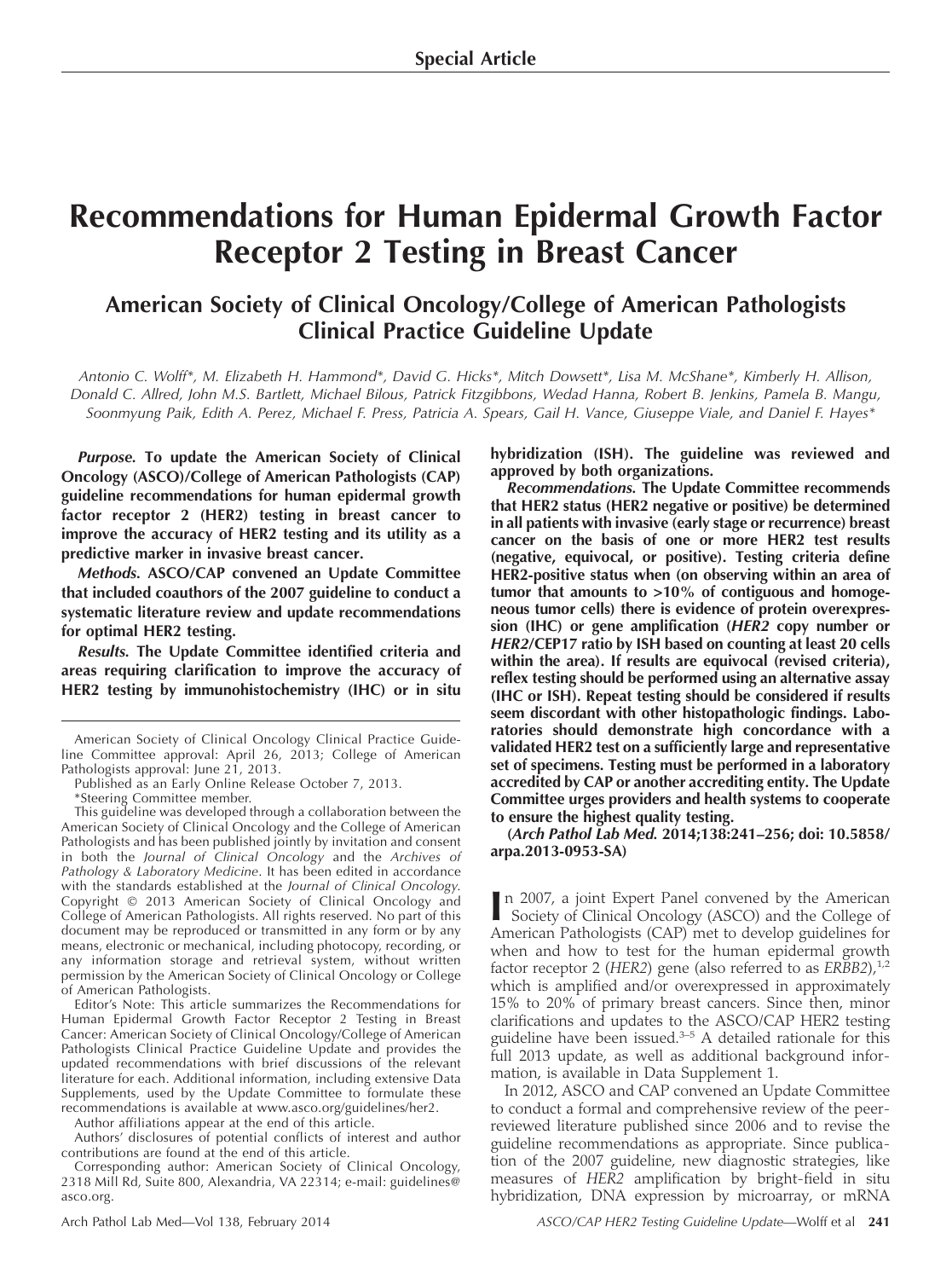**Special Article**

# Recommendations for Human Epidermal Growth Factor Receptor 2 Testing in Breast Cancer

## American Society of Clinical Oncology/College of American Pathologists Clinical Practice Guideline Update

*Antonio C. Wolff\*, M. Elizabeth H. Hammond\*, David G. Hicks\*, Mitch Dowsett\*, Lisa M. McShane\*, Kimberly H. Allison, Donald C. Allred, John M.S. Bartlett, Michael Bilous, Patrick Fitzgibbons, Wedad Hanna, Robert B. Jenkins, Pamela B. Mangu, Soonmyung Paik, Edith A. Perez, Michael F. Press, Patricia A. Spears, Gail H. Vance, Giuseppe Viale, and Daniel F. Hayes\**

***Purpose.*** **To update the American Society of Clinical Oncology (ASCO)/College of American Pathologists (CAP) guideline recommendations for human epidermal growth factor receptor 2 (HER2) testing in breast cancer to improve the accuracy of HER2 testing and its utility as a predictive marker in invasive breast cancer.**

***Methods.*** **ASCO/CAP convened an Update Committee that included coauthors of the 2007 guideline to conduct a systematic literature review and update recommendations for optimal HER2 testing.**

***Results.*** **The Update Committee identified criteria and areas requiring clarification to improve the accuracy of HER2 testing by immunohistochemistry (IHC) or in situ hybridization (ISH). The guideline was reviewed and approved by both organizations.**

***Recommendations.*** **The Update Committee recommends that HER2 status (HER2 negative or positive) be determined in all patients with invasive (early stage or recurrence) breast cancer on the basis of one or more HER2 test results (negative, equivocal, or positive). Testing criteria define HER2-positive status when (on observing within an area of tumor that amounts to >10% of contiguous and homogeneous tumor cells) there is evidence of protein overexpression (IHC) or gene amplification (*HER2* copy number or *HER2*/CEP17 ratio by ISH based on counting at least 20 cells within the area). If results are equivocal (revised criteria), reflex testing should be performed using an alternative assay (IHC or ISH). Repeat testing should be considered if results seem discordant with other histopathologic findings. Laboratories should demonstrate high concordance with a validated HER2 test on a sufficiently large and representative set of specimens. Testing must be performed in a laboratory accredited by CAP or another accrediting entity. The Update Committee urges providers and health systems to cooperate to ensure the highest quality testing.**

**(*Arch Pathol Lab Med.* 2014;138:241–256; doi: 10.5858/arpa.2013-0953-SA)**

American Society of Clinical Oncology Clinical Practice Guideline Committee approval: April 26, 2013; College of American Pathologists approval: June 21, 2013.

Published as an Early Online Release October 7, 2013.

\*Steering Committee member.

This guideline was developed through a collaboration between the American Society of Clinical Oncology and the College of American Pathologists and has been published jointly by invitation and consent in both the *Journal of Clinical Oncology* and the *Archives of Pathology & Laboratory Medicine*. It has been edited in accordance with the standards established at the *Journal of Clinical Oncology*. Copyright © 2013 American Society of Clinical Oncology and College of American Pathologists. All rights reserved. No part of this document may be reproduced or transmitted in any form or by any means, electronic or mechanical, including photocopy, recording, or any information storage and retrieval system, without written permission by the American Society of Clinical Oncology or College of American Pathologists.

Editor's Note: This article summarizes the Recommendations for Human Epidermal Growth Factor Receptor 2 Testing in Breast Cancer: American Society of Clinical Oncology/College of American Pathologists Clinical Practice Guideline Update and provides the updated recommendations with brief discussions of the relevant literature for each. Additional information, including extensive Data Supplements, used by the Update Committee to formulate these recommendations is available at www.asco.org/guidelines/her2.

Author affiliations appear at the end of this article.

Authors' disclosures of potential conflicts of interest and author contributions are found at the end of this article.

Corresponding author: American Society of Clinical Oncology, 2318 Mill Rd, Suite 800, Alexandria, VA 22314; e-mail: guidelines@asco.org.

In 2007, a joint Expert Panel convened by the American Society of Clinical Oncology (ASCO) and the College of American Pathologists (CAP) met to develop guidelines for when and how to test for the human epidermal growth factor receptor 2 (*HER2*) gene (also referred to as *ERBB2*),[1,2] which is amplified and/or overexpressed in approximately 15% to 20% of primary breast cancers. Since then, minor clarifications and updates to the ASCO/CAP HER2 testing guideline have been issued.[3–5] A detailed rationale for this full 2013 update, as well as additional background information, is available in Data Supplement 1.

In 2012, ASCO and CAP convened an Update Committee to conduct a formal and comprehensive review of the peer-reviewed literature published since 2006 and to revise the guideline recommendations as appropriate. Since publication of the 2007 guideline, new diagnostic strategies, like measures of *HER2* amplification by bright-field in situ hybridization, DNA expression by microarray, or mRNA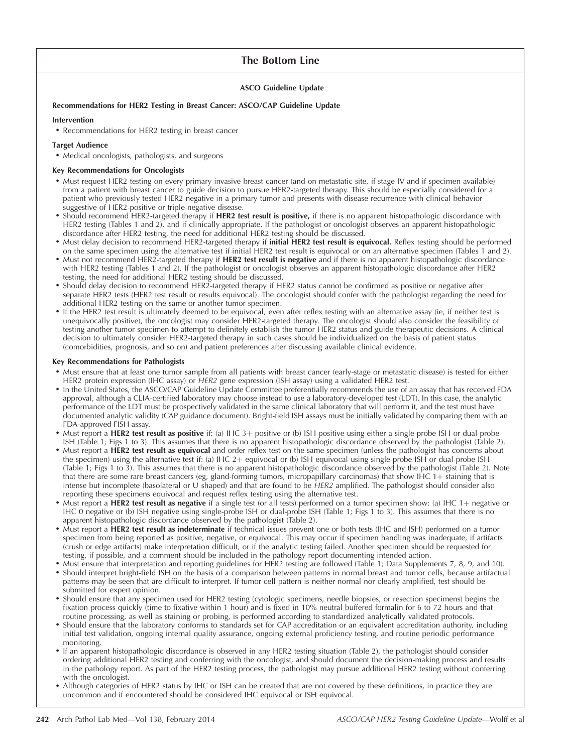## The Bottom Line

### ASCO Guideline Update

**Recommendations for HER2 Testing in Breast Cancer: ASCO/CAP Guideline Update**

**Intervention**

- Recommendations for HER2 testing in breast cancer

**Target Audience**

- Medical oncologists, pathologists, and surgeons

**Key Recommendations for Oncologists**

- Must request HER2 testing on every primary invasive breast cancer (and on metastatic site, if stage IV and if specimen available) from a patient with breast cancer to guide decision to pursue HER2-targeted therapy. This should be especially considered for a patient who previously tested HER2 negative in a primary tumor and presents with disease recurrence with clinical behavior suggestive of HER2-positive or triple-negative disease.
- Should recommend HER2-targeted therapy if **HER2 test result is positive,** if there is no apparent histopathologic discordance with HER2 testing (Tables 1 and 2), and if clinically appropriate. If the pathologist or oncologist observes an apparent histopathologic discordance after HER2 testing, the need for additional HER2 testing should be discussed.
- Must delay decision to recommend HER2-targeted therapy if **initial HER2 test result is equivocal.** Reflex testing should be performed on the same specimen using the alternative test if initial HER2 test result is equivocal or on an alternative specimen (Tables 1 and 2).
- Must not recommend HER2-targeted therapy if **HER2 test result is negative** and if there is no apparent histopathologic discordance with HER2 testing (Tables 1 and 2). If the pathologist or oncologist observes an apparent histopathologic discordance after HER2 testing, the need for additional HER2 testing should be discussed.
- Should delay decision to recommend HER2-targeted therapy if HER2 status cannot be confirmed as positive or negative after separate HER2 tests (HER2 test result or results equivocal). The oncologist should confer with the pathologist regarding the need for additional HER2 testing on the same or another tumor specimen.
- If the HER2 test result is ultimately deemed to be equivocal, even after reflex testing with an alternative assay (ie, if neither test is unequivocally positive), the oncologist may consider HER2-targeted therapy. The oncologist should also consider the feasibility of testing another tumor specimen to attempt to definitely establish the tumor HER2 status and guide therapeutic decisions. A clinical decision to ultimately consider HER2-targeted therapy in such cases should be individualized on the basis of patient status (comorbidities, prognosis, and so on) and patient preferences after discussing available clinical evidence.

**Key Recommendations for Pathologists**

- Must ensure that at least one tumor sample from all patients with breast cancer (early-stage or metastatic disease) is tested for either HER2 protein expression (IHC assay) or *HER2* gene expression (ISH assay) using a validated HER2 test.
- In the United States, the ASCO/CAP Guideline Update Committee preferentially recommends the use of an assay that has received FDA approval, although a CLIA-certified laboratory may choose instead to use a laboratory-developed test (LDT). In this case, the analytic performance of the LDT must be prospectively validated in the same clinical laboratory that will perform it, and the test must have documented analytic validity (CAP guidance document). Bright-field ISH assays must be initially validated by comparing them with an FDA-approved FISH assay.
- Must report a **HER2 test result as positive** if: (a) IHC 3+ positive or (b) ISH positive using either a single-probe ISH or dual-probe ISH (Table 1; Figs 1 to 3). This assumes that there is no apparent histopathologic discordance observed by the pathologist (Table 2).
- Must report a **HER2 test result as equivocal** and order reflex test on the same specimen (unless the pathologist has concerns about the specimen) using the alternative test if: (a) IHC 2+ equivocal or (b) ISH equivocal using single-probe ISH or dual-probe ISH (Table 1; Figs 1 to 3). This assumes that there is no apparent histopathologic discordance observed by the pathologist (Table 2). Note that there are some rare breast cancers (eg, gland-forming tumors, micropapillary carcinomas) that show IHC 1+ staining that is intense but incomplete (basolateral or U shaped) and that are found to be *HER2* amplified. The pathologist should consider also reporting these specimens equivocal and request reflex testing using the alternative test.
- Must report a **HER2 test result as negative** if a single test (or all tests) performed on a tumor specimen show: (a) IHC 1+ negative or IHC 0 negative or (b) ISH negative using single-probe ISH or dual-probe ISH (Table 1; Figs 1 to 3). This assumes that there is no apparent histopathologic discordance observed by the pathologist (Table 2).
- Must report a **HER2 test result as indeterminate** if technical issues prevent one or both tests (IHC and ISH) performed on a tumor specimen from being reported as positive, negative, or equivocal. This may occur if specimen handling was inadequate, if artifacts (crush or edge artifacts) make interpretation difficult, or if the analytic testing failed. Another specimen should be requested for testing, if possible, and a comment should be included in the pathology report documenting intended action.
- Must ensure that interpretation and reporting guidelines for HER2 testing are followed (Table 1; Data Supplements 7, 8, 9, and 10).
- Should interpret bright-field ISH on the basis of a comparison between patterns in normal breast and tumor cells, because artifactual patterns may be seen that are difficult to interpret. If tumor cell pattern is neither normal nor clearly amplified, test should be submitted for expert opinion.
- Should ensure that any specimen used for HER2 testing (cytologic specimens, needle biopsies, or resection specimens) begins the fixation process quickly (time to fixative within 1 hour) and is fixed in 10% neutral buffered formalin for 6 to 72 hours and that routine processing, as well as staining or probing, is performed according to standardized analytically validated protocols.
- Should ensure that the laboratory conforms to standards set for CAP accreditation or an equivalent accreditation authority, including initial test validation, ongoing internal quality assurance, ongoing external proficiency testing, and routine periodic performance monitoring.
- If an apparent histopathologic discordance is observed in any HER2 testing situation (Table 2), the pathologist should consider ordering additional HER2 testing and conferring with the oncologist, and should document the decision-making process and results in the pathology report. As part of the HER2 testing process, the pathologist may pursue additional HER2 testing without conferring with the oncologist.
- Although categories of HER2 status by IHC or ISH can be created that are not covered by these definitions, in practice they are uncommon and if encountered should be considered IHC equivocal or ISH equivocal.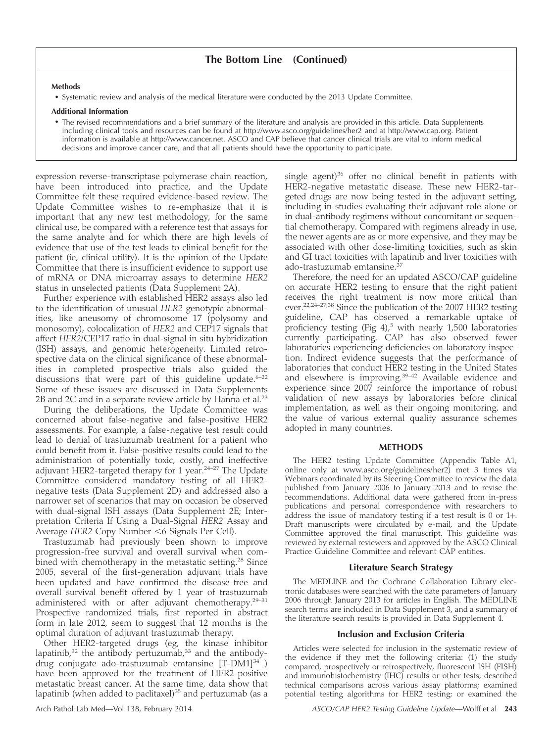## The Bottom Line (Continued)

**Methods**

- Systematic review and analysis of the medical literature were conducted by the 2013 Update Committee.

**Additional Information**

- The revised recommendations and a brief summary of the literature and analysis are provided in this article. Data Supplements including clinical tools and resources can be found at http://www.asco.org/guidelines/her2 and at http://www.cap.org. Patient information is available at http://www.cancer.net. ASCO and CAP believe that cancer clinical trials are vital to inform medical decisions and improve cancer care, and that all patients should have the opportunity to participate.

expression reverse-transcriptase polymerase chain reaction, have been introduced into practice, and the Update Committee felt these required evidence-based review. The Update Committee wishes to re-emphasize that it is important that any new test methodology, for the same clinical use, be compared with a reference test that assays for the same analyte and for which there are high levels of evidence that use of the test leads to clinical benefit for the patient (ie, clinical utility). It is the opinion of the Update Committee that there is insufficient evidence to support use of mRNA or DNA microarray assays to determine *HER2* status in unselected patients (Data Supplement 2A).

Further experience with established HER2 assays also led to the identification of unusual *HER2* genotypic abnormalities, like aneusomy of chromosome 17 (polysomy and monosomy), colocalization of *HER2* and CEP17 signals that affect *HER2*/CEP17 ratio in dual-signal in situ hybridization (ISH) assays, and genomic heterogeneity. Limited retrospective data on the clinical significance of these abnormalities in completed prospective trials also guided the discussions that were part of this guideline update.[6–22] Some of these issues are discussed in Data Supplements 2B and 2C and in a separate review article by Hanna et al.[23]

During the deliberations, the Update Committee was concerned about false-negative and false-positive HER2 assessments. For example, a false-negative test result could lead to denial of trastuzumab treatment for a patient who could benefit from it. False-positive results could lead to the administration of potentially toxic, costly, and ineffective adjuvant HER2-targeted therapy for 1 year.[24–27] The Update Committee considered mandatory testing of all HER2-negative tests (Data Supplement 2D) and addressed also a narrower set of scenarios that may on occasion be observed with dual-signal ISH assays (Data Supplement 2E; Interpretation Criteria If Using a Dual-Signal *HER2* Assay and Average *HER2* Copy Number <6 Signals Per Cell).

Trastuzumab had previously been shown to improve progression-free survival and overall survival when combined with chemotherapy in the metastatic setting.[28] Since 2005, several of the first-generation adjuvant trials have been updated and have confirmed the disease-free and overall survival benefit offered by 1 year of trastuzumab administered with or after adjuvant chemotherapy.[29–31] Prospective randomized trials, first reported in abstract form in late 2012, seem to suggest that 12 months is the optimal duration of adjuvant trastuzumab therapy.

Other HER2-targeted drugs (eg, the kinase inhibitor lapatinib,[32] the antibody pertuzumab,[33] and the antibody-drug conjugate ado-trastuzumab emtansine [T-DM1][34]) have been approved for the treatment of HER2-positive metastatic breast cancer. At the same time, data show that lapatinib (when added to paclitaxel)[35] and pertuzumab (as a single agent)[36] offer no clinical benefit in patients with HER2-negative metastatic disease. These new HER2-targeted drugs are now being tested in the adjuvant setting, including in studies evaluating their adjuvant role alone or in dual-antibody regimens without concomitant or sequential chemotherapy. Compared with regimens already in use, the newer agents are as or more expensive, and they may be associated with other dose-limiting toxicities, such as skin and GI tract toxicities with lapatinib and liver toxicities with ado-trastuzumab emtansine.[37]

Therefore, the need for an updated ASCO/CAP guideline on accurate HER2 testing to ensure that the right patient receives the right treatment is now more critical than ever.[22,24–27,38] Since the publication of the 2007 HER2 testing guideline, CAP has observed a remarkable uptake of proficiency testing (Fig 4),[5] with nearly 1,500 laboratories currently participating. CAP has also observed fewer laboratories experiencing deficiencies on laboratory inspection. Indirect evidence suggests that the performance of laboratories that conduct HER2 testing in the United States and elsewhere is improving.[39–42] Available evidence and experience since 2007 reinforce the importance of robust validation of new assays by laboratories before clinical implementation, as well as their ongoing monitoring, and the value of various external quality assurance schemes adopted in many countries.

## METHODS

The HER2 testing Update Committee (Appendix Table A1, online only at www.asco.org/guidelines/her2) met 3 times via Webinars coordinated by its Steering Committee to review the data published from January 2006 to January 2013 and to revise the recommendations. Additional data were gathered from in-press publications and personal correspondence with researchers to address the issue of mandatory testing if a test result is 0 or 1+. Draft manuscripts were circulated by e-mail, and the Update Committee approved the final manuscript. This guideline was reviewed by external reviewers and approved by the ASCO Clinical Practice Guideline Committee and relevant CAP entities.

### Literature Search Strategy

The MEDLINE and the Cochrane Collaboration Library electronic databases were searched with the date parameters of January 2006 through January 2013 for articles in English. The MEDLINE search terms are included in Data Supplement 3, and a summary of the literature search results is provided in Data Supplement 4.

### Inclusion and Exclusion Criteria

Articles were selected for inclusion in the systematic review of the evidence if they met the following criteria: (1) the study compared, prospectively or retrospectively, fluorescent ISH (FISH) and immunohistochemistry (IHC) results or other tests; described technical comparisons across various assay platforms; examined potential testing algorithms for HER2 testing; or examined the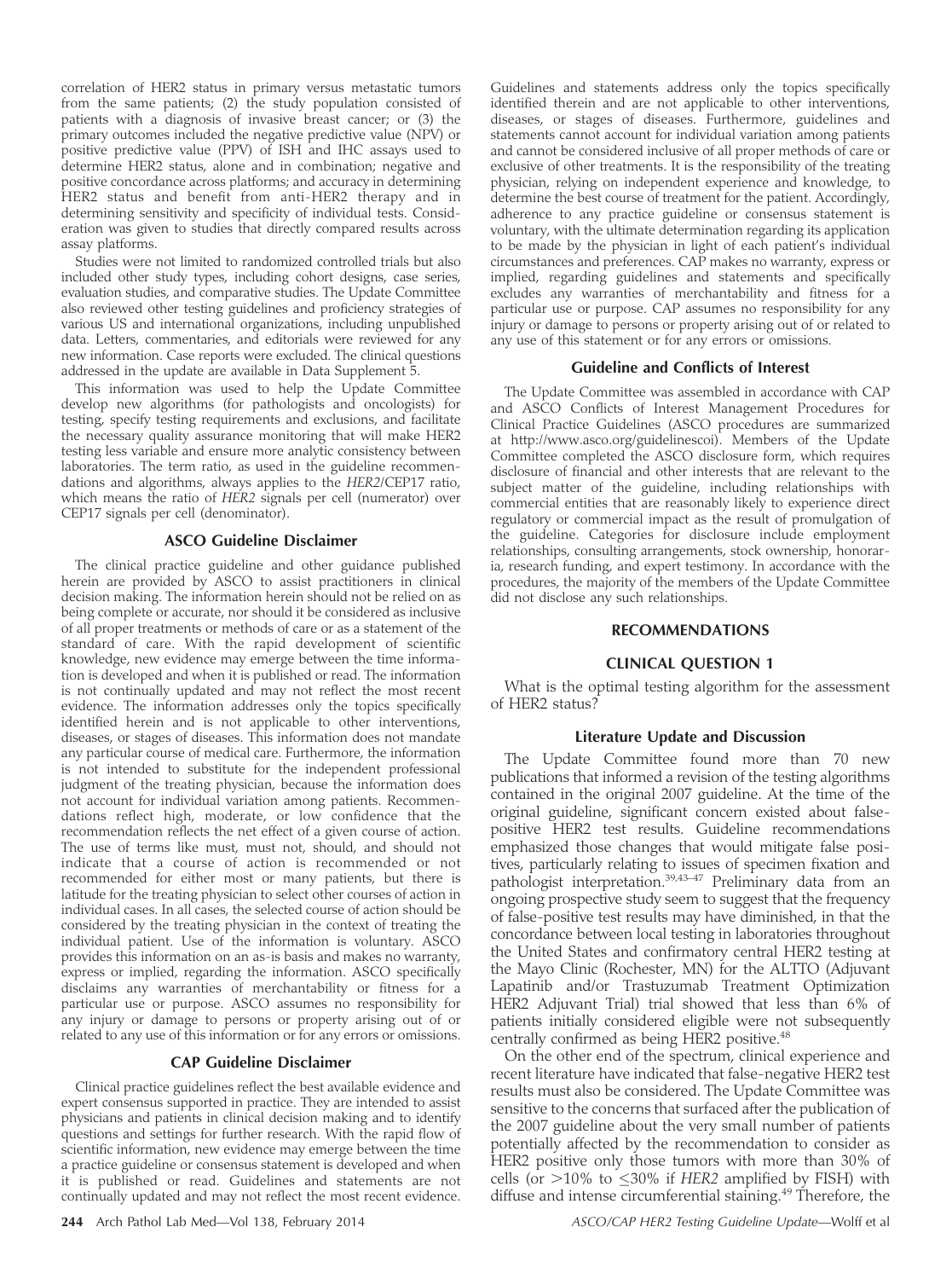correlation of HER2 status in primary versus metastatic tumors from the same patients; (2) the study population consisted of patients with a diagnosis of invasive breast cancer; or (3) the primary outcomes included the negative predictive value (NPV) or positive predictive value (PPV) of ISH and IHC assays used to determine HER2 status, alone and in combination; negative and positive concordance across platforms; and accuracy in determining HER2 status and benefit from anti-HER2 therapy and in determining sensitivity and specificity of individual tests. Consideration was given to studies that directly compared results across assay platforms.

Studies were not limited to randomized controlled trials but also included other study types, including cohort designs, case series, evaluation studies, and comparative studies. The Update Committee also reviewed other testing guidelines and proficiency strategies of various US and international organizations, including unpublished data. Letters, commentaries, and editorials were reviewed for any new information. Case reports were excluded. The clinical questions addressed in the update are available in Data Supplement 5.

This information was used to help the Update Committee develop new algorithms (for pathologists and oncologists) for testing, specify testing requirements and exclusions, and facilitate the necessary quality assurance monitoring that will make HER2 testing less variable and ensure more analytic consistency between laboratories. The term ratio, as used in the guideline recommendations and algorithms, always applies to the *HER2*/CEP17 ratio, which means the ratio of *HER2* signals per cell (numerator) over CEP17 signals per cell (denominator).

### ASCO Guideline Disclaimer

The clinical practice guideline and other guidance published herein are provided by ASCO to assist practitioners in clinical decision making. The information herein should not be relied on as being complete or accurate, nor should it be considered as inclusive of all proper treatments or methods of care or as a statement of the standard of care. With the rapid development of scientific knowledge, new evidence may emerge between the time information is developed and when it is published or read. The information is not continually updated and may not reflect the most recent evidence. The information addresses only the topics specifically identified herein and is not applicable to other interventions, diseases, or stages of diseases. This information does not mandate any particular course of medical care. Furthermore, the information is not intended to substitute for the independent professional judgment of the treating physician, because the information does not account for individual variation among patients. Recommendations reflect high, moderate, or low confidence that the recommendation reflects the net effect of a given course of action. The use of terms like must, must not, should, and should not indicate that a course of action is recommended or not recommended for either most or many patients, but there is latitude for the treating physician to select other courses of action in individual cases. In all cases, the selected course of action should be considered by the treating physician in the context of treating the individual patient. Use of the information is voluntary. ASCO provides this information on an as-is basis and makes no warranty, express or implied, regarding the information. ASCO specifically disclaims any warranties of merchantability or fitness for a particular use or purpose. ASCO assumes no responsibility for any injury or damage to persons or property arising out of or related to any use of this information or for any errors or omissions.

### CAP Guideline Disclaimer

Clinical practice guidelines reflect the best available evidence and expert consensus supported in practice. They are intended to assist physicians and patients in clinical decision making and to identify questions and settings for further research. With the rapid flow of scientific information, new evidence may emerge between the time a practice guideline or consensus statement is developed and when it is published or read. Guidelines and statements are not continually updated and may not reflect the most recent evidence. Guidelines and statements address only the topics specifically identified therein and are not applicable to other interventions, diseases, or stages of diseases. Furthermore, guidelines and statements cannot account for individual variation among patients and cannot be considered inclusive of all proper methods of care or exclusive of other treatments. It is the responsibility of the treating physician, relying on independent experience and knowledge, to determine the best course of treatment for the patient. Accordingly, adherence to any practice guideline or consensus statement is voluntary, with the ultimate determination regarding its application to be made by the physician in light of each patient's individual circumstances and preferences. CAP makes no warranty, express or implied, regarding guidelines and statements and specifically excludes any warranties of merchantability and fitness for a particular use or purpose. CAP assumes no responsibility for any injury or damage to persons or property arising out of or related to any use of this statement or for any errors or omissions.

### Guideline and Conflicts of Interest

The Update Committee was assembled in accordance with CAP and ASCO Conflicts of Interest Management Procedures for Clinical Practice Guidelines (ASCO procedures are summarized at http://www.asco.org/guidelinescoi). Members of the Update Committee completed the ASCO disclosure form, which requires disclosure of financial and other interests that are relevant to the subject matter of the guideline, including relationships with commercial entities that are reasonably likely to experience direct regulatory or commercial impact as the result of promulgation of the guideline. Categories for disclosure include employment relationships, consulting arrangements, stock ownership, honoraria, research funding, and expert testimony. In accordance with the procedures, the majority of the members of the Update Committee did not disclose any such relationships.

## RECOMMENDATIONS

## CLINICAL QUESTION 1

What is the optimal testing algorithm for the assessment of HER2 status?

### Literature Update and Discussion

The Update Committee found more than 70 new publications that informed a revision of the testing algorithms contained in the original 2007 guideline. At the time of the original guideline, significant concern existed about false-positive HER2 test results. Guideline recommendations emphasized those changes that would mitigate false positives, particularly relating to issues of specimen fixation and pathologist interpretation.[39,43–47] Preliminary data from an ongoing prospective study seem to suggest that the frequency of false-positive test results may have diminished, in that the concordance between local testing in laboratories throughout the United States and confirmatory central HER2 testing at the Mayo Clinic (Rochester, MN) for the ALTTO (Adjuvant Lapatinib and/or Trastuzumab Treatment Optimization HER2 Adjuvant Trial) trial showed that less than 6% of patients initially considered eligible were not subsequently centrally confirmed as being HER2 positive.[48]

On the other end of the spectrum, clinical experience and recent literature have indicated that false-negative HER2 test results must also be considered. The Update Committee was sensitive to the concerns that surfaced after the publication of the 2007 guideline about the very small number of patients potentially affected by the recommendation to consider as HER2 positive only those tumors with more than 30% of cells (or >10% to ≤30% if *HER2* amplified by FISH) with diffuse and intense circumferential staining.[49] Therefore, the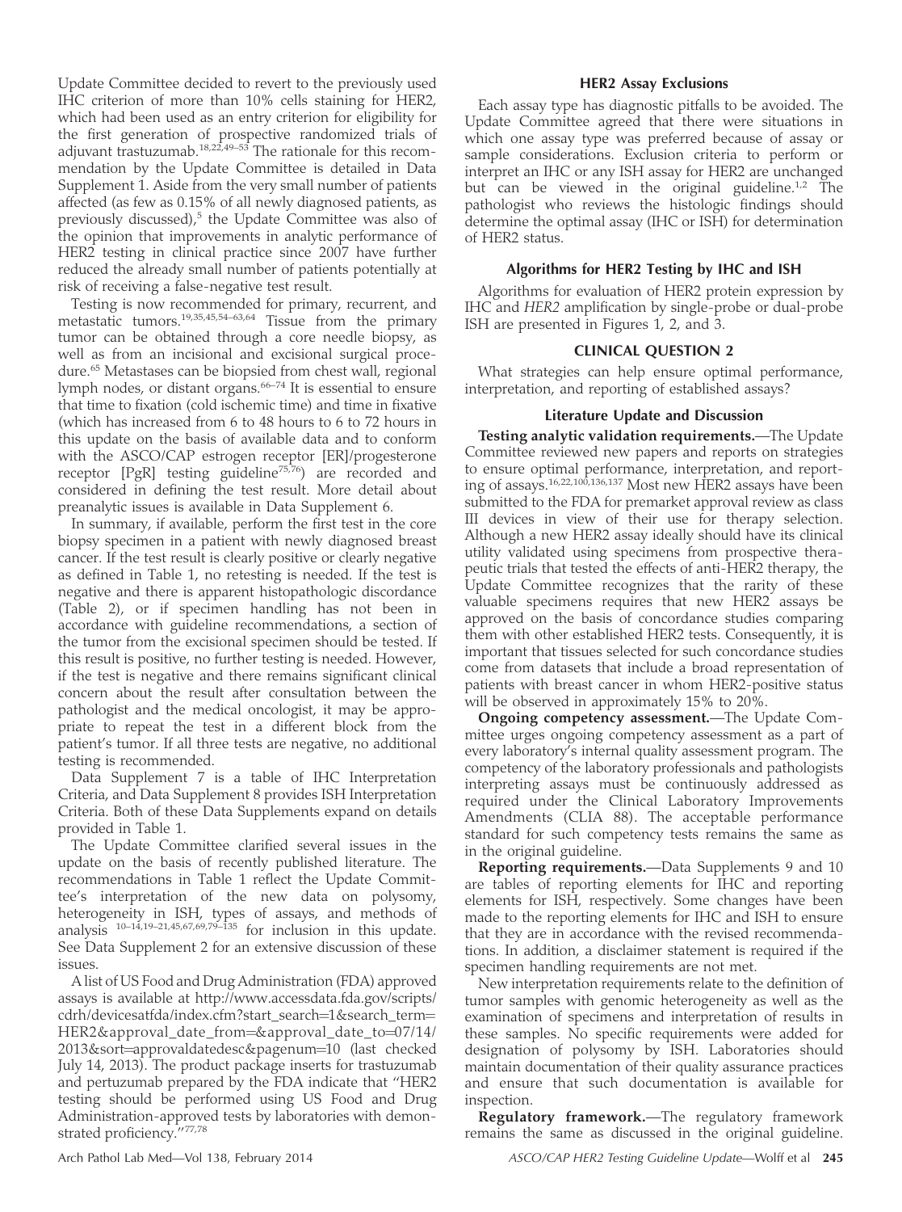Update Committee decided to revert to the previously used IHC criterion of more than 10% cells staining for HER2, which had been used as an entry criterion for eligibility for the first generation of prospective randomized trials of adjuvant trastuzumab.[18,22,49–53] The rationale for this recommendation by the Update Committee is detailed in Data Supplement 1. Aside from the very small number of patients affected (as few as 0.15% of all newly diagnosed patients, as previously discussed),[5] the Update Committee was also of the opinion that improvements in analytic performance of HER2 testing in clinical practice since 2007 have further reduced the already small number of patients potentially at risk of receiving a false-negative test result.

Testing is now recommended for primary, recurrent, and metastatic tumors.[19,35,45,54–63,64] Tissue from the primary tumor can be obtained through a core needle biopsy, as well as from an incisional and excisional surgical procedure.[65] Metastases can be biopsied from chest wall, regional lymph nodes, or distant organs.[66–74] It is essential to ensure that time to fixation (cold ischemic time) and time in fixative (which has increased from 6 to 48 hours to 6 to 72 hours in this update on the basis of available data and to conform with the ASCO/CAP estrogen receptor [ER]/progesterone receptor [PgR] testing guideline[75,76]) are recorded and considered in defining the test result. More detail about preanalytic issues is available in Data Supplement 6.

In summary, if available, perform the first test in the core biopsy specimen in a patient with newly diagnosed breast cancer. If the test result is clearly positive or clearly negative as defined in Table 1, no retesting is needed. If the test is negative and there is apparent histopathologic discordance (Table 2), or if specimen handling has not been in accordance with guideline recommendations, a section of the tumor from the excisional specimen should be tested. If this result is positive, no further testing is needed. However, if the test is negative and there remains significant clinical concern about the result after consultation between the pathologist and the medical oncologist, it may be appropriate to repeat the test in a different block from the patient's tumor. If all three tests are negative, no additional testing is recommended.

Data Supplement 7 is a table of IHC Interpretation Criteria, and Data Supplement 8 provides ISH Interpretation Criteria. Both of these Data Supplements expand on details provided in Table 1.

The Update Committee clarified several issues in the update on the basis of recently published literature. The recommendations in Table 1 reflect the Update Committee's interpretation of the new data on polysomy, heterogeneity in ISH, types of assays, and methods of analysis [10–14,19–21,45,67,69,79–135] for inclusion in this update. See Data Supplement 2 for an extensive discussion of these issues.

A list of US Food and Drug Administration (FDA) approved assays is available at http://www.accessdata.fda.gov/scripts/cdrh/devicesatfda/index.cfm?start_search=1&search_term=HER2&approval_date_from=&approval_date_to=07/14/2013&sort=approvaldatedesc&pagenum=10 (last checked July 14, 2013). The product package inserts for trastuzumab and pertuzumab prepared by the FDA indicate that "HER2 testing should be performed using US Food and Drug Administration-approved tests by laboratories with demonstrated proficiency."[77,78]

### HER2 Assay Exclusions

Each assay type has diagnostic pitfalls to be avoided. The Update Committee agreed that there were situations in which one assay type was preferred because of assay or sample considerations. Exclusion criteria to perform or interpret an IHC or any ISH assay for HER2 are unchanged but can be viewed in the original guideline.[1,2] The pathologist who reviews the histologic findings should determine the optimal assay (IHC or ISH) for determination of HER2 status.

### Algorithms for HER2 Testing by IHC and ISH

Algorithms for evaluation of HER2 protein expression by IHC and *HER2* amplification by single-probe or dual-probe ISH are presented in Figures 1, 2, and 3.

## CLINICAL QUESTION 2

What strategies can help ensure optimal performance, interpretation, and reporting of established assays?

### Literature Update and Discussion

**Testing analytic validation requirements.**—The Update Committee reviewed new papers and reports on strategies to ensure optimal performance, interpretation, and reporting of assays.[16,22,100,136,137] Most new HER2 assays have been submitted to the FDA for premarket approval review as class III devices in view of their use for therapy selection. Although a new HER2 assay ideally should have its clinical utility validated using specimens from prospective therapeutic trials that tested the effects of anti-HER2 therapy, the Update Committee recognizes that the rarity of these valuable specimens requires that new HER2 assays be approved on the basis of concordance studies comparing them with other established HER2 tests. Consequently, it is important that tissues selected for such concordance studies come from datasets that include a broad representation of patients with breast cancer in whom HER2-positive status will be observed in approximately 15% to 20%.

**Ongoing competency assessment.**—The Update Committee urges ongoing competency assessment as a part of every laboratory's internal quality assessment program. The competency of the laboratory professionals and pathologists interpreting assays must be continuously addressed as required under the Clinical Laboratory Improvements Amendments (CLIA 88). The acceptable performance standard for such competency tests remains the same as in the original guideline.

**Reporting requirements.**—Data Supplements 9 and 10 are tables of reporting elements for IHC and reporting elements for ISH, respectively. Some changes have been made to the reporting elements for IHC and ISH to ensure that they are in accordance with the revised recommendations. In addition, a disclaimer statement is required if the specimen handling requirements are not met.

New interpretation requirements relate to the definition of tumor samples with genomic heterogeneity as well as the examination of specimens and interpretation of results in these samples. No specific requirements were added for designation of polysomy by ISH. Laboratories should maintain documentation of their quality assurance practices and ensure that such documentation is available for inspection.

**Regulatory framework.**—The regulatory framework remains the same as discussed in the original guideline.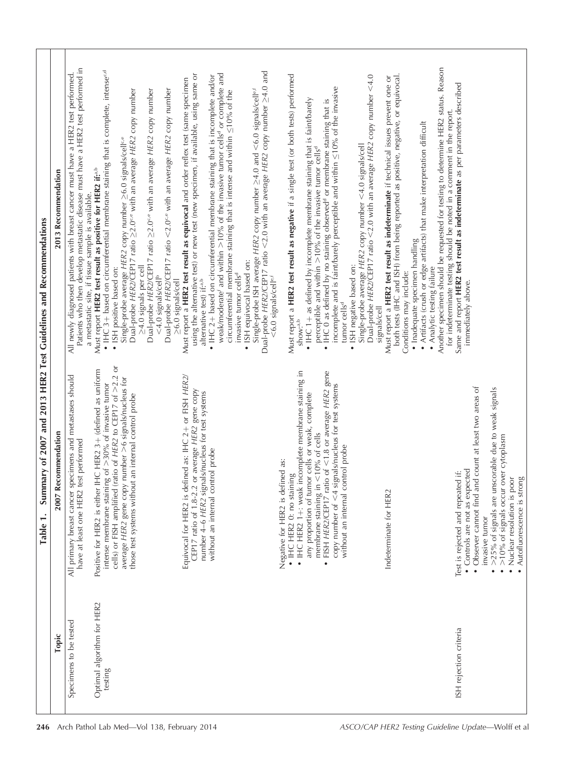**Table 1. Summary of 2007 and 2013 HER2 Test Guidelines and Recommendations**

| Topic | 2007 Recommendation | 2013 Recommendation |
|---|---|---|
| Specimens to be tested | All primary breast cancer specimens and metastases should have at least one HER2 test performed | All newly diagnosed patients with breast cancer must have a HER2 test performed. Patients who then develop metastatic disease must have a HER2 test performed in a metastatic site, if tissue sample is available. |
| Optimal algorithm for HER2 testing | Positive for HER2 is either IHC HER2 3+ (defined as uniform intense membrane staining of >30% of invasive tumor cells) or FISH amplified (ratio of *HER2* to CEP17 of >2.2 or average *HER2* gene copy number >6 signals/nucleus for those test systems without an internal control probe | Must report **HER2 test result as positive for HER2 if:**[a,b]<br>• IHC 3+ based on circumferential membrane staining that is complete, intense[c,d]<br>• ISH positive based on:<br>Single-probe average *HER2* copy number ≥6.0 signals/cell[c,e]<br>Dual-probe *HER2*/CEP17 ratio ≥2.0[c,e] with an average *HER2* copy number ≥4.0 signals per cell<br>Dual-probe *HER2*/CEP17 ratio ≥2.0[c,e] with an average *HER2* copy number <4.0 signals/cell[b]<br>Dual-probe *HER2*/CEP17 ratio <2.0[c,e] with an average *HER2* copy number ≥6.0 signals/cell |
| | Equivocal for HER2 is defined as: IHC 2+ or FISH *HER2*/CEP17 ratio of 1.8-2.2 or average *HER2* gene copy number 4–6 *HER2* signals/nucleus for test systems without an internal control probe | Must report a **HER2 test result as equivocal** and order reflex test (same specimen using the alternative test) or new test (new specimen, if available, using same or alternative test) if:[a,b]<br>• IHC 2+ based on circumferential membrane staining that is incomplete and/or weak/moderate[f] and within >10% of the invasive tumor cells[d] *or* complete and circumferential membrane staining that is intense and within ≤10% of the invasive tumor cells[d]<br>• ISH equivocal based on:<br>Single-probe ISH average *HER2* copy number ≥4.0 and <6.0 signals/cell[e,f]<br>Dual-probe *HER2*/CEP17 ratio <2.0 with an average *HER2* copy number ≥4.0 and <6.0 signals/cell[e,f] |
| | Negative for HER2 is defined as:<br>• IHC HER2 0: no staining<br>• IHC HER2 1+: weak incomplete membrane staining in any proportion of tumor cells or weak, complete membrane staining in <10% of cells<br>• FISH *HER2*/CEP17 ratio of <1.8 or average *HER2* gene copy number of <4 signals/nucleus for test systems without an internal control probe | Must report a **HER2 test result as negative** if a single test (or both tests) performed show:[a,b]<br>• IHC 1+ as defined by incomplete membrane staining that is faint/barely perceptible and within >10% of the invasive tumor cells[d]<br>• IHC 0 as defined by no staining observed[d] or membrane staining that is incomplete and is faint/barely perceptible and within ≤10% of the invasive tumor cells[d]<br>• ISH negative based on:<br>Single-probe average *HER2* copy number <4.0 signals/cell<br>Dual-probe *HER2*/CEP17 ratio <2.0 with an average *HER2* copy number <4.0 signals/cell |
| | Indeterminate for HER2 | Must report a **HER2 test result as indeterminate** if technical issues prevent one or both tests (IHC and ISH) from being reported as positive, negative, or equivocal. Conditions may include:<br>• Inadequate specimen handling<br>• Artifacts (crush or edge artifacts) that make interpretation difficult<br>• Analytic testing failure<br>Another specimen should be requested for testing to determine HER2 status. Reason for indeterminate testing should be noted in a comment in the report. |
| ISH rejection criteria | Test is rejected and repeated if:<br>• Controls are not as expected<br>• Observer cannot find and count at least two areas of invasive tumor<br>• >25% of signals are unscorable due to weak signals<br>• >10% of signals occur over cytoplasm<br>• Nuclear resolution is poor<br>• Autofluorescence is strong | Same and report **HER2 test result as indeterminate** as per parameters described immediately above. |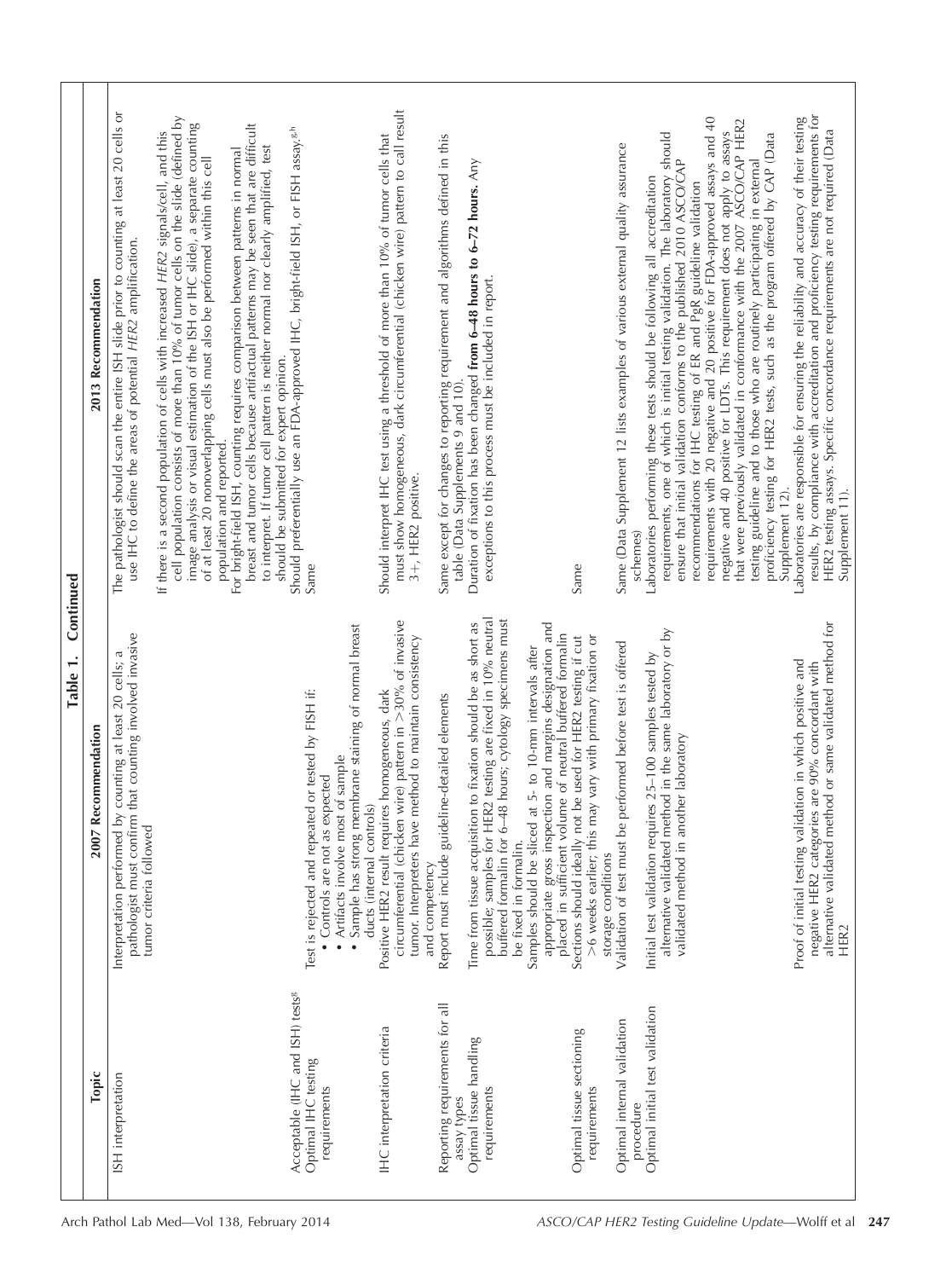**Table 1. Continued**

| Topic | 2007 Recommendation | 2013 Recommendation |
|---|---|---|
| ISH interpretation | Interpretation performed by counting at least 20 cells; a pathologist must confirm that counting involved invasive tumor criteria followed | The pathologist should scan the entire ISH slide prior to counting at least 20 cells or use IHC to define the areas of potential *HER2* amplification.<br>If there is a second population of cells with increased *HER2* signals/cell, and this cell population consists of more than 10% of tumor cells on the slide (defined by image analysis or visual estimation of the ISH or IHC slide), a separate counting of at least 20 nonoverlapping cells must also be performed within this cell population and reported.<br>For bright-field ISH, counting requires comparison between patterns in normal breast and tumor cells because artifactual patterns may be seen that are difficult to interpret. If tumor cell pattern is neither normal nor clearly amplified, test should be submitted for expert opinion. |
| Acceptable (IHC and ISH) tests[g] | | Should preferentially use an FDA-approved IHC, bright-field ISH, or FISH assay.[g,h] |
| Optimal IHC testing requirements | Test is rejected and repeated or tested by FISH if:<br>• Controls are not as expected<br>• Artifacts involve most of sample<br>• Sample has strong membrane staining of normal breast ducts (internal controls) | Same |
| IHC interpretation criteria | Positive HER2 result requires homogeneous, dark circumferential (chicken wire) pattern in >30% of invasive tumor. Interpreters have method to maintain consistency and competency | Should interpret IHC test using a threshold of more than 10% of tumor cells that must show homogeneous, dark circumferential (chicken wire) pattern to call result 3+, HER2 positive. |
| Reporting requirements for all assay types | Report must include guideline-detailed elements | Same except for changes to reporting requirement and algorithms defined in this table (Data Supplements 9 and 10). |
| Optimal tissue handling requirements | Time from tissue acquisition to fixation should be as short as possible; samples for HER2 testing are fixed in 10% neutral buffered formalin for 6–48 hours; cytology specimens must be fixed in formalin.<br>Samples should be sliced at 5- to 10-mm intervals after appropriate gross inspection and margins designation and placed in sufficient volume of neutral buffered formalin | Duration of fixation has been changed **from 6–48 hours to 6–72 hours**. Any exceptions to this process must be included in report. |
| Optimal tissue sectioning requirements | Sections should ideally not be used for HER2 testing if cut >6 weeks earlier; this may vary with primary fixation or storage conditions | Same |
| Optimal internal validation procedure | Validation of test must be performed before test is offered | Same (Data Supplement 12 lists examples of various external quality assurance schemes) |
| Optimal initial test validation | Initial test validation requires 25–100 samples tested by alternative validated method in the same laboratory or by validated method in another laboratory<br><br>Proof of initial testing validation in which positive and negative HER2 categories are 90% concordant with alternative validated method or same validated method for HER2 | Laboratories performing these tests should be following all accreditation requirements, one of which is initial testing validation. The laboratory should ensure that initial validation conforms to the published 2010 ASCO/CAP recommendations for IHC testing of ER and PgR guideline validation requirements with 20 negative and 20 positive for FDA-approved assays and 40 negative and 40 positive for LDTs. This requirement does not apply to assays that were previously validated in conformance with the 2007 ASCO/CAP HER2 testing guideline and to those who are routinely participating in external proficiency testing for HER2 tests, such as the program offered by CAP (Data Supplement 12).<br>Laboratories are responsible for ensuring the reliability and accuracy of their testing results, by compliance with accreditation and proficiency testing requirements for HER2 testing assays. Specific concordance requirements are not required (Data Supplement 11). |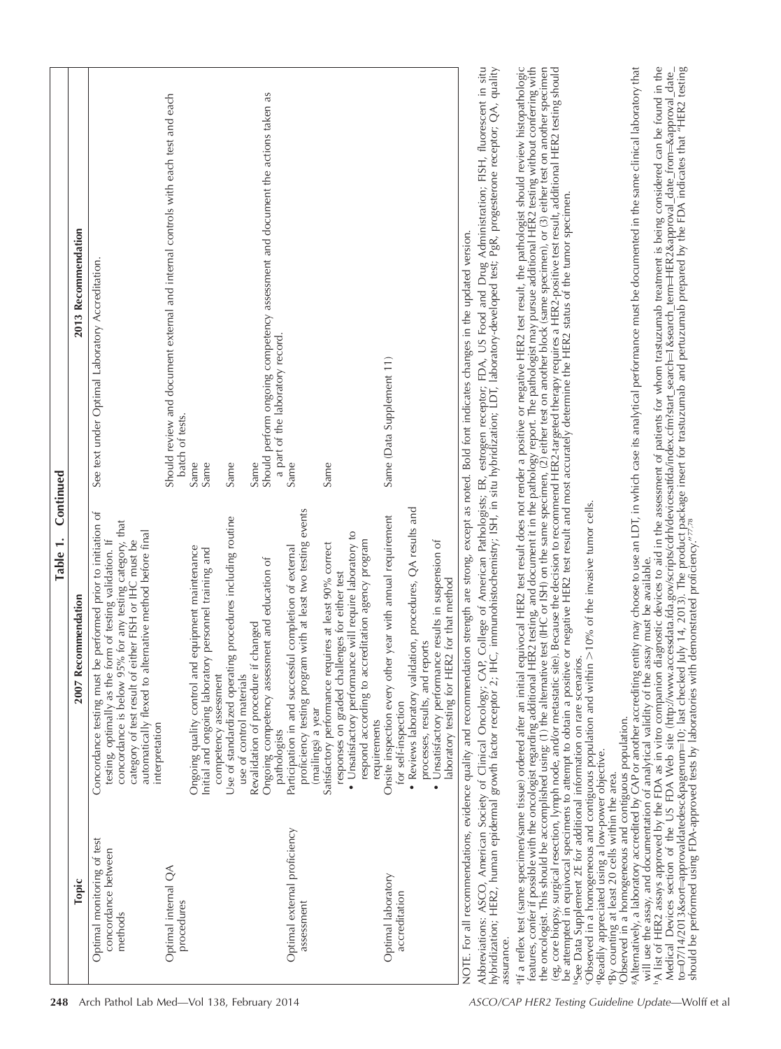**Table 1. Continued**

| Topic | 2007 Recommendation | 2013 Recommendation |
|---|---|---|
| Optimal monitoring of test concordance between methods | Concordance testing must be performed prior to initiation of testing, optimally as the form of testing validation. If concordance is below 95% for any testing category, that category of test result of either FISH or IHC must be automatically flexed to alternative method before final interpretation | See text under Optimal Laboratory Accreditation. |
| Optimal internal QA procedures | Ongoing quality control and equipment maintenance | Should review and document external and internal controls with each test and each batch of tests. |
| | Initial and ongoing laboratory personnel training and competency assessment | Same |
| | Use of standardized operating procedures including routine use of control materials | Same |
| | Revalidation of procedure if changed | Same |
| | Ongoing competency assessment and education of pathologists | Same |
| | | Should perform ongoing competency assessment and document the actions taken as a part of the laboratory record. |
| Optimal external proficiency assessment | Participation in and successful completion of external proficiency testing program with at least two testing events (mailings) a year | Same |
| | Satisfactory performance requires at least 90% correct responses on graded challenges for either test<br>• Unsatisfactory performance will require laboratory to respond according to accreditation agency program requirements | Same |
| Optimal laboratory accreditation | Onsite inspection every other year with annual requirement for self-inspection<br>• Reviews laboratory validation, procedures, QA results and processes, results, and reports<br>• Unsatisfactory performance results in suspension of laboratory testing for HER2 for that method | Same (Data Supplement 11) |

NOTE. For all recommendations, evidence quality and recommendation strength are strong, except as noted. Bold font indicates changes in the updated version.

Abbreviations: ASCO, American Society of Clinical Oncology; CAP, College of American Pathologists; ER, estrogen receptor; FDA, US Food and Drug Administration; FISH, fluorescent in situ hybridization; HER2, human epidermal growth factor receptor 2; IHC, immunohistochemistry; ISH, in situ hybridization; LDT, laboratory-developed test; PgR, progesterone receptor; QA, quality assurance.

[a]If a reflex test (same specimen/same tissue) ordered after an initial equivocal HER2 test result does not render a positive or negative HER2 test result, the pathologist should review histopathologic features, confer if possible with the oncologist regarding additional HER2 testing, and document it in the pathology report. The pathologist may pursue additional HER2 testing without conferring with the oncologist. This should be accomplished using: (1) the alternative test (IHC or ISH) on the same specimen, (2) either test on another block (same specimen), or (3) either test on another specimen (eg, core biopsy, surgical resection, lymph node, and/or metastatic site). Because the decision to recommend HER2-targeted therapy requires a HER2-positive test result, additional HER2 testing should be attempted in equivocal specimens to attempt to obtain a positive or negative HER2 test result and most accurately determine the HER2 status of the tumor specimen.

[b]See Data Supplement 2E for additional information on rare scenarios.

[c]Observed in a homogeneous and contiguous population and within >10% of the invasive tumor cells.

[d]Readily appreciated using a low-power objective.

[e]By counting at least 20 cells within the area.

[f]Observed in a homogeneous and contiguous population.

[g]Alternatively, a laboratory accredited by CAP or another accrediting entity may choose to use an LDT, in which case its analytical performance must be documented in the same clinical laboratory that will use the assay, and documentation of analytical validity of the assay must be available.

[h]A list of HER2 assays approved by the FDA as in vitro companion diagnostic devices to aid in the assessment of patients for whom trastuzumab treatment is being considered can be found in the Medical Devices section of the US FDA Web site (http://www.accessdata.fda.gov/scripts/cdrh/devicesatfda/index.cfm?start_search=1&search_term=HER2&approval_date_from=&approval_date_to=07/14/2013&sort=approvaldatedesc&pagenum=10; last checked July 14, 2013). The product package insert for trastuzumab and pertuzumab prepared by the FDA indicates that "HER2 testing should be performed using FDA-approved tests by laboratories with demonstrated proficiency."[77,78]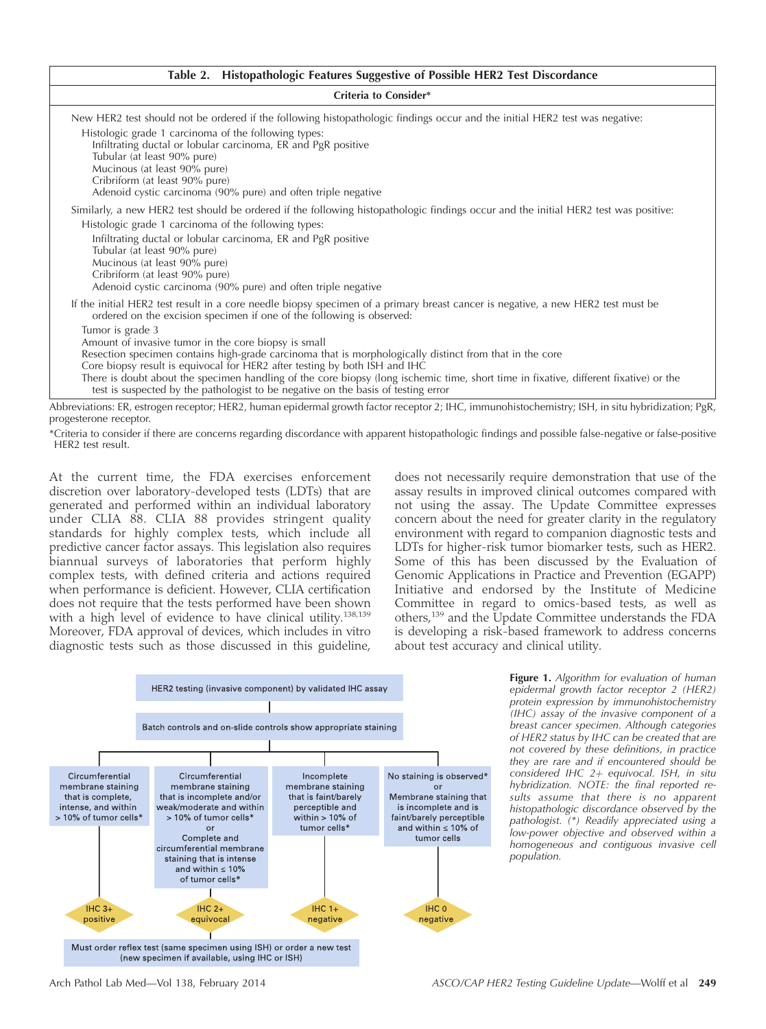**Table 2. Histopathologic Features Suggestive of Possible HER2 Test Discordance**

**Criteria to Consider***

New HER2 test should not be ordered if the following histopathologic findings occur and the initial HER2 test was negative:

- Histologic grade 1 carcinoma of the following types:
  - Infiltrating ductal or lobular carcinoma, ER and PgR positive
  - Tubular (at least 90% pure)
  - Mucinous (at least 90% pure)
  - Cribriform (at least 90% pure)
  - Adenoid cystic carcinoma (90% pure) and often triple negative

Similarly, a new HER2 test should be ordered if the following histopathologic findings occur and the initial HER2 test was positive:

- Histologic grade 1 carcinoma of the following types:
  - Infiltrating ductal or lobular carcinoma, ER and PgR positive
  - Tubular (at least 90% pure)
  - Mucinous (at least 90% pure)
  - Cribriform (at least 90% pure)
  - Adenoid cystic carcinoma (90% pure) and often triple negative

If the initial HER2 test result in a core needle biopsy specimen of a primary breast cancer is negative, a new HER2 test must be ordered on the excision specimen if one of the following is observed:

- Tumor is grade 3
- Amount of invasive tumor in the core biopsy is small
- Resection specimen contains high-grade carcinoma that is morphologically distinct from that in the core
- Core biopsy result is equivocal for HER2 after testing by both ISH and IHC
- There is doubt about the specimen handling of the core biopsy (long ischemic time, short time in fixative, different fixative) or the test is suspected by the pathologist to be negative on the basis of testing error

Abbreviations: ER, estrogen receptor; HER2, human epidermal growth factor receptor 2; IHC, immunohistochemistry; ISH, in situ hybridization; PgR, progesterone receptor.

*Criteria to consider if there are concerns regarding discordance with apparent histopathologic findings and possible false-negative or false-positive HER2 test result.

At the current time, the FDA exercises enforcement discretion over laboratory-developed tests (LDTs) that are generated and performed within an individual laboratory under CLIA 88. CLIA 88 provides stringent quality standards for highly complex tests, which include all predictive cancer factor assays. This legislation also requires biannual surveys of laboratories that perform highly complex tests, with defined criteria and actions required when performance is deficient. However, CLIA certification does not require that the tests performed have been shown with a high level of evidence to have clinical utility.[138,139] Moreover, FDA approval of devices, which includes in vitro diagnostic tests such as those discussed in this guideline, does not necessarily require demonstration that use of the assay results in improved clinical outcomes compared with not using the assay. The Update Committee expresses concern about the need for greater clarity in the regulatory environment with regard to companion diagnostic tests and LDTs for higher-risk tumor biomarker tests, such as HER2. Some of this has been discussed by the Evaluation of Genomic Applications in Practice and Prevention (EGAPP) Initiative and endorsed by the Institute of Medicine Committee in regard to omics-based tests, as well as others,[139] and the Update Committee understands the FDA is developing a risk-based framework to address concerns about test accuracy and clinical utility.

HER2 testing (invasive component) by validated IHC assay

Batch controls and on-slide controls show appropriate staining

Circumferential membrane staining that is complete, intense, and within > 10% of tumor cells*

Circumferential membrane staining that is incomplete and/or weak/moderate and within > 10% of tumor cells* or Complete and circumferential membrane staining that is intense and within ≤ 10% of tumor cells*

Incomplete membrane staining that is faint/barely perceptible and within > 10% of tumor cells*

No staining is observed* or Membrane staining that is incomplete and is faint/barely perceptible and within ≤ 10% of tumor cells

IHC 3+ positive

IHC 2+ equivocal

IHC 1+ negative

IHC 0 negative

Must order reflex test (same specimen using ISH) or order a new test (new specimen if available, using IHC or ISH)

**Figure 1.** *Algorithm for evaluation of human epidermal growth factor receptor 2 (HER2) protein expression by immunohistochemistry (IHC) assay of the invasive component of a breast cancer specimen. Although categories of HER2 status by IHC can be created that are not covered by these definitions, in practice they are rare and if encountered should be considered IHC 2+ equivocal. ISH, in situ hybridization. NOTE: the final reported results assume that there is no apparent histopathologic discordance observed by the pathologist. (*) Readily appreciated using a low-power objective and observed within a homogeneous and contiguous invasive cell population.*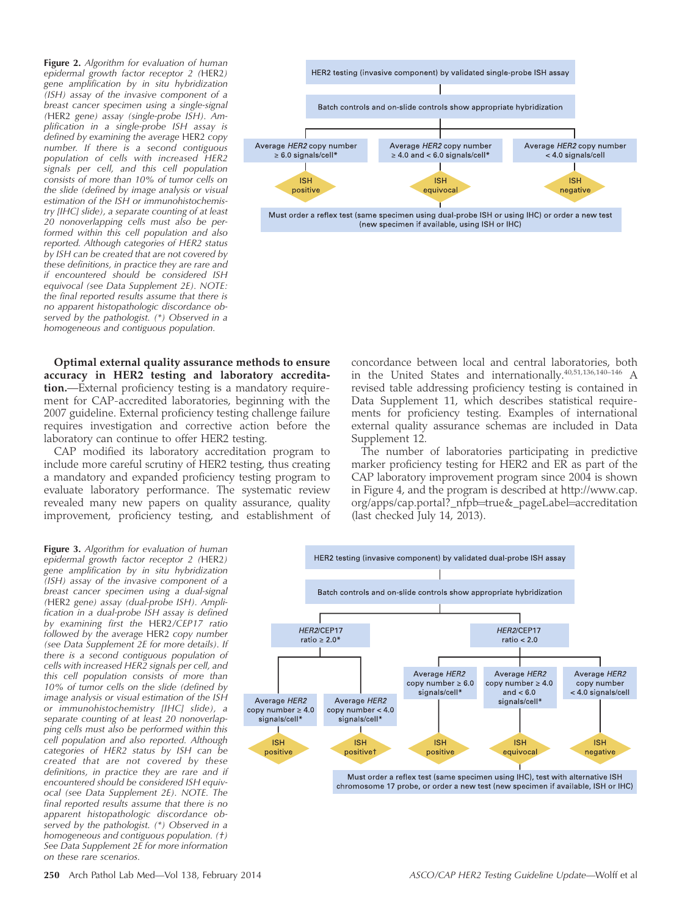**Figure 2.** *Algorithm for evaluation of human epidermal growth factor receptor 2 (*HER2*) gene amplification by in situ hybridization (ISH) assay of the invasive component of a breast cancer specimen using a single-signal (*HER2 *gene) assay (single-probe ISH). Amplification in a single-probe ISH assay is defined by examining the average* HER2 *copy number. If there is a second contiguous population of cells with increased HER2 signals per cell, and this cell population consists of more than 10% of tumor cells on the slide (defined by image analysis or visual estimation of the ISH or immunohistochemistry [IHC] slide), a separate counting of at least 20 nonoverlapping cells must also be performed within this cell population and also reported. Although categories of HER2 status by ISH can be created that are not covered by these definitions, in practice they are rare and if encountered should be considered ISH equivocal (see Data Supplement 2E). NOTE: the final reported results assume that there is no apparent histopathologic discordance observed by the pathologist. (*) Observed in a homogeneous and contiguous population.*

HER2 testing (invasive component) by validated single-probe ISH assay

Batch controls and on-slide controls show appropriate hybridization

Average *HER2* copy number ≥ 6.0 signals/cell*

Average *HER2* copy number ≥ 4.0 and < 6.0 signals/cell*

Average *HER2* copy number < 4.0 signals/cell

ISH positive

ISH equivocal

ISH negative

Must order a reflex test (same specimen using dual-probe ISH or using IHC) or order a new test (new specimen if available, using ISH or IHC)

**Optimal external quality assurance methods to ensure accuracy in HER2 testing and laboratory accreditation.**—External proficiency testing is a mandatory requirement for CAP-accredited laboratories, beginning with the 2007 guideline. External proficiency testing challenge failure requires investigation and corrective action before the laboratory can continue to offer HER2 testing.

CAP modified its laboratory accreditation program to include more careful scrutiny of HER2 testing, thus creating a mandatory and expanded proficiency testing program to evaluate laboratory performance. The systematic review revealed many new papers on quality assurance, quality improvement, proficiency testing, and establishment of concordance between local and central laboratories, both in the United States and internationally.[40,51,136,140–146] A revised table addressing proficiency testing is contained in Data Supplement 11, which describes statistical requirements for proficiency testing. Examples of international external quality assurance schemas are included in Data Supplement 12.

The number of laboratories participating in predictive marker proficiency testing for HER2 and ER as part of the CAP laboratory improvement program since 2004 is shown in Figure 4, and the program is described at http://www.cap.org/apps/cap.portal?_nfpb=true&_pageLabel=accreditation (last checked July 14, 2013).

**Figure 3.** *Algorithm for evaluation of human epidermal growth factor receptor 2 (*HER2*) gene amplification by in situ hybridization (ISH) assay of the invasive component of a breast cancer specimen using a dual-signal (*HER2 *gene) assay (dual-probe ISH). Amplification in a dual-probe ISH assay is defined by examining first the* HER2/CEP17 *ratio followed by the average* HER2 *copy number (see Data Supplement 2E for more details). If there is a second contiguous population of cells with increased HER2 signals per cell, and this cell population consists of more than 10% of tumor cells on the slide (defined by image analysis or visual estimation of the ISH or immunohistochemistry [IHC] slide), a separate counting of at least 20 nonoverlapping cells must also be performed within this cell population and also reported. Although categories of HER2 status by ISH can be created that are not covered by these definitions, in practice they are rare and if encountered should be considered ISH equivocal (see Data Supplement 2E). NOTE. The final reported results assume that there is no apparent histopathologic discordance observed by the pathologist. (*) Observed in a homogeneous and contiguous population. (†) See Data Supplement 2E for more information on these rare scenarios.*

HER2 testing (invasive component) by validated dual-probe ISH assay

Batch controls and on-slide controls show appropriate hybridization

*HER2*/CEP17 ratio ≥ 2.0*

*HER2*/CEP17 ratio < 2.0

Average *HER2* copy number ≥ 4.0 signals/cell*

Average *HER2* copy number < 4.0 signals/cell*

Average *HER2* copy number ≥ 6.0 signals/cell*

Average *HER2* copy number ≥ 4.0 and < 6.0 signals/cell*

Average *HER2* copy number < 4.0 signals/cell

ISH positive

ISH positive†

ISH positive

ISH equivocal

ISH negative

Must order a reflex test (same specimen using IHC), test with alternative ISH chromosome 17 probe, or order a new test (new specimen if available, ISH or IHC)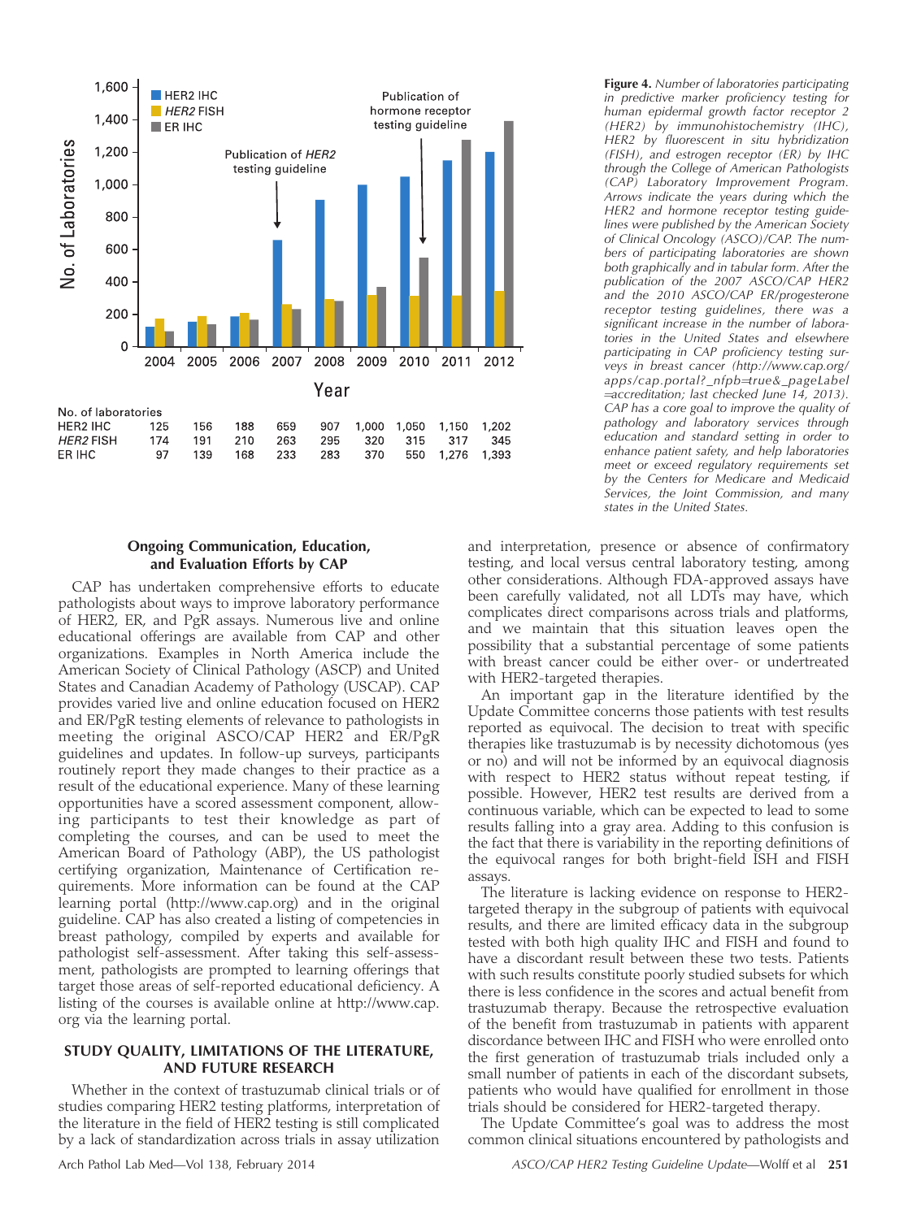1,600
1,400
1,200
1,000
800
600
400
200
0

No. of Laboratories

HER2 IHC
*HER2* FISH
ER IHC

Publication of *HER2* testing guideline

Publication of hormone receptor testing guideline

2004 2005 2006 2007 2008 2009 2010 2011 2012

Year

No. of laboratories
HER2 IHC 125 156 188 659 907 1,000 1,050 1,150 1,202
*HER2* FISH 174 191 210 263 295 320 315 317 345
ER IHC 97 139 168 233 283 370 550 1,276 1,393

**Figure 4.** *Number of laboratories participating in predictive marker proficiency testing for human epidermal growth factor receptor 2 (HER2) by immunohistochemistry (IHC), HER2 by fluorescent in situ hybridization (FISH), and estrogen receptor (ER) by IHC through the College of American Pathologists (CAP) Laboratory Improvement Program. Arrows indicate the years during which the HER2 and hormone receptor testing guidelines were published by the American Society of Clinical Oncology (ASCO)/CAP. The numbers of participating laboratories are shown both graphically and in tabular form. After the publication of the 2007 ASCO/CAP HER2 and the 2010 ASCO/CAP ER/progesterone receptor testing guidelines, there was a significant increase in the number of laboratories in the United States and elsewhere participating in CAP proficiency testing surveys in breast cancer (http://www.cap.org/apps/cap.portal?_nfpb=true&_pageLabel=accreditation; last checked June 14, 2013). CAP has a core goal to improve the quality of pathology and laboratory services through education and standard setting in order to enhance patient safety, and help laboratories meet or exceed regulatory requirements set by the Centers for Medicare and Medicaid Services, the Joint Commission, and many states in the United States.*

### Ongoing Communication, Education, and Evaluation Efforts by CAP

CAP has undertaken comprehensive efforts to educate pathologists about ways to improve laboratory performance of HER2, ER, and PgR assays. Numerous live and online educational offerings are available from CAP and other organizations. Examples in North America include the American Society of Clinical Pathology (ASCP) and United States and Canadian Academy of Pathology (USCAP). CAP provides varied live and online education focused on HER2 and ER/PgR testing elements of relevance to pathologists in meeting the original ASCO/CAP HER2 and ER/PgR guidelines and updates. In follow-up surveys, participants routinely report they made changes to their practice as a result of the educational experience. Many of these learning opportunities have a scored assessment component, allowing participants to test their knowledge as part of completing the courses, and can be used to meet the American Board of Pathology (ABP), the US pathologist certifying organization, Maintenance of Certification requirements. More information can be found at the CAP learning portal (http://www.cap.org) and in the original guideline. CAP has also created a listing of competencies in breast pathology, compiled by experts and available for pathologist self-assessment. After taking this self-assessment, pathologists are prompted to learning offerings that target those areas of self-reported educational deficiency. A listing of the courses is available online at http://www.cap.org via the learning portal.

## STUDY QUALITY, LIMITATIONS OF THE LITERATURE, AND FUTURE RESEARCH

Whether in the context of trastuzumab clinical trials or of studies comparing HER2 testing platforms, interpretation of the literature in the field of HER2 testing is still complicated by a lack of standardization across trials in assay utilization and interpretation, presence or absence of confirmatory testing, and local versus central laboratory testing, among other considerations. Although FDA-approved assays have been carefully validated, not all LDTs may have, which complicates direct comparisons across trials and platforms, and we maintain that this situation leaves open the possibility that a substantial percentage of some patients with breast cancer could be either over- or undertreated with HER2-targeted therapies.

An important gap in the literature identified by the Update Committee concerns those patients with test results reported as equivocal. The decision to treat with specific therapies like trastuzumab is by necessity dichotomous (yes or no) and will not be informed by an equivocal diagnosis with respect to HER2 status without repeat testing, if possible. However, HER2 test results are derived from a continuous variable, which can be expected to lead to some results falling into a gray area. Adding to this confusion is the fact that there is variability in the reporting definitions of the equivocal ranges for both bright-field ISH and FISH assays.

The literature is lacking evidence on response to HER2-targeted therapy in the subgroup of patients with equivocal results, and there are limited efficacy data in the subgroup tested with both high quality IHC and FISH and found to have a discordant result between these two tests. Patients with such results constitute poorly studied subsets for which there is less confidence in the scores and actual benefit from trastuzumab therapy. Because the retrospective evaluation of the benefit from trastuzumab in patients with apparent discordance between IHC and FISH who were enrolled onto the first generation of trastuzumab trials included only a small number of patients in each of the discordant subsets, patients who would have qualified for enrollment in those trials should be considered for HER2-targeted therapy.

The Update Committee's goal was to address the most common clinical situations encountered by pathologists and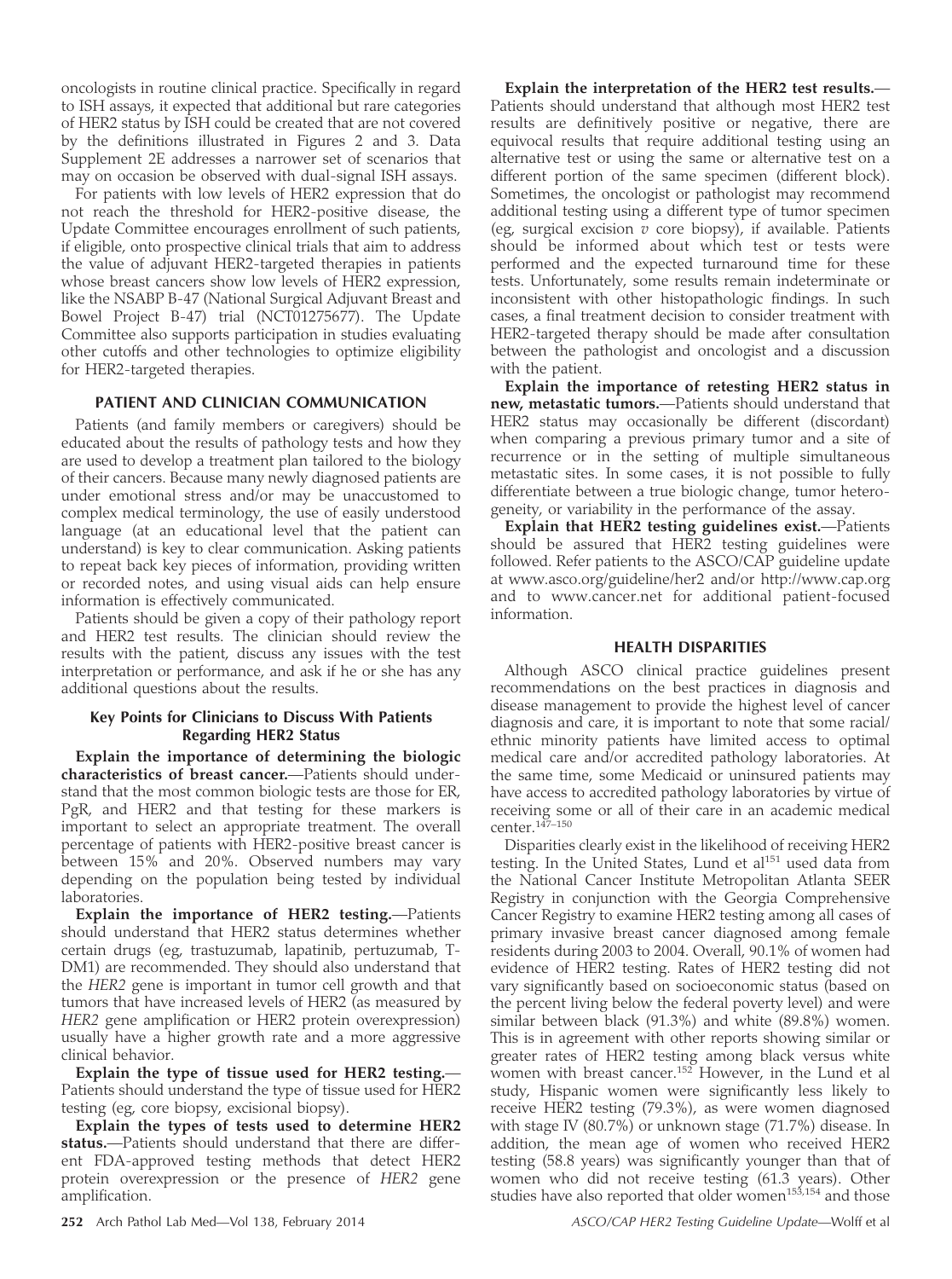oncologists in routine clinical practice. Specifically in regard to ISH assays, it expected that additional but rare categories of HER2 status by ISH could be created that are not covered by the definitions illustrated in Figures 2 and 3. Data Supplement 2E addresses a narrower set of scenarios that may on occasion be observed with dual-signal ISH assays.

For patients with low levels of HER2 expression that do not reach the threshold for HER2-positive disease, the Update Committee encourages enrollment of such patients, if eligible, onto prospective clinical trials that aim to address the value of adjuvant HER2-targeted therapies in patients whose breast cancers show low levels of HER2 expression, like the NSABP B-47 (National Surgical Adjuvant Breast and Bowel Project B-47) trial (NCT01275677). The Update Committee also supports participation in studies evaluating other cutoffs and other technologies to optimize eligibility for HER2-targeted therapies.

## PATIENT AND CLINICIAN COMMUNICATION

Patients (and family members or caregivers) should be educated about the results of pathology tests and how they are used to develop a treatment plan tailored to the biology of their cancers. Because many newly diagnosed patients are under emotional stress and/or may be unaccustomed to complex medical terminology, the use of easily understood language (at an educational level that the patient can understand) is key to clear communication. Asking patients to repeat back key pieces of information, providing written or recorded notes, and using visual aids can help ensure information is effectively communicated.

Patients should be given a copy of their pathology report and HER2 test results. The clinician should review the results with the patient, discuss any issues with the test interpretation or performance, and ask if he or she has any additional questions about the results.

### Key Points for Clinicians to Discuss With Patients Regarding HER2 Status

**Explain the importance of determining the biologic characteristics of breast cancer.**—Patients should understand that the most common biologic tests are those for ER, PgR, and HER2 and that testing for these markers is important to select an appropriate treatment. The overall percentage of patients with HER2-positive breast cancer is between 15% and 20%. Observed numbers may vary depending on the population being tested by individual laboratories.

**Explain the importance of HER2 testing.**—Patients should understand that HER2 status determines whether certain drugs (eg, trastuzumab, lapatinib, pertuzumab, T-DM1) are recommended. They should also understand that the *HER2* gene is important in tumor cell growth and that tumors that have increased levels of HER2 (as measured by *HER2* gene amplification or HER2 protein overexpression) usually have a higher growth rate and a more aggressive clinical behavior.

**Explain the type of tissue used for HER2 testing.**—Patients should understand the type of tissue used for HER2 testing (eg, core biopsy, excisional biopsy).

**Explain the types of tests used to determine HER2 status.**—Patients should understand that there are different FDA-approved testing methods that detect HER2 protein overexpression or the presence of *HER2* gene amplification.

**Explain the interpretation of the HER2 test results.**—Patients should understand that although most HER2 test results are definitively positive or negative, there are equivocal results that require additional testing using an alternative test or using the same or alternative test on a different portion of the same specimen (different block). Sometimes, the oncologist or pathologist may recommend additional testing using a different type of tumor specimen (eg, surgical excision *v* core biopsy), if available. Patients should be informed about which test or tests were performed and the expected turnaround time for these tests. Unfortunately, some results remain indeterminate or inconsistent with other histopathologic findings. In such cases, a final treatment decision to consider treatment with HER2-targeted therapy should be made after consultation between the pathologist and oncologist and a discussion with the patient.

**Explain the importance of retesting HER2 status in new, metastatic tumors.**—Patients should understand that HER2 status may occasionally be different (discordant) when comparing a previous primary tumor and a site of recurrence or in the setting of multiple simultaneous metastatic sites. In some cases, it is not possible to fully differentiate between a true biologic change, tumor heterogeneity, or variability in the performance of the assay.

**Explain that HER2 testing guidelines exist.**—Patients should be assured that HER2 testing guidelines were followed. Refer patients to the ASCO/CAP guideline update at www.asco.org/guideline/her2 and/or http://www.cap.org and to www.cancer.net for additional patient-focused information.

## HEALTH DISPARITIES

Although ASCO clinical practice guidelines present recommendations on the best practices in diagnosis and disease management to provide the highest level of cancer diagnosis and care, it is important to note that some racial/ethnic minority patients have limited access to optimal medical care and/or accredited pathology laboratories. At the same time, some Medicaid or uninsured patients may have access to accredited pathology laboratories by virtue of receiving some or all of their care in an academic medical center.[147–150]

Disparities clearly exist in the likelihood of receiving HER2 testing. In the United States, Lund et al[151] used data from the National Cancer Institute Metropolitan Atlanta SEER Registry in conjunction with the Georgia Comprehensive Cancer Registry to examine HER2 testing among all cases of primary invasive breast cancer diagnosed among female residents during 2003 to 2004. Overall, 90.1% of women had evidence of HER2 testing. Rates of HER2 testing did not vary significantly based on socioeconomic status (based on the percent living below the federal poverty level) and were similar between black (91.3%) and white (89.8%) women. This is in agreement with other reports showing similar or greater rates of HER2 testing among black versus white women with breast cancer.[152] However, in the Lund et al study, Hispanic women were significantly less likely to receive HER2 testing (79.3%), as were women diagnosed with stage IV (80.7%) or unknown stage (71.7%) disease. In addition, the mean age of women who received HER2 testing (58.8 years) was significantly younger than that of women who did not receive testing (61.3 years). Other studies have also reported that older women[153,154] and those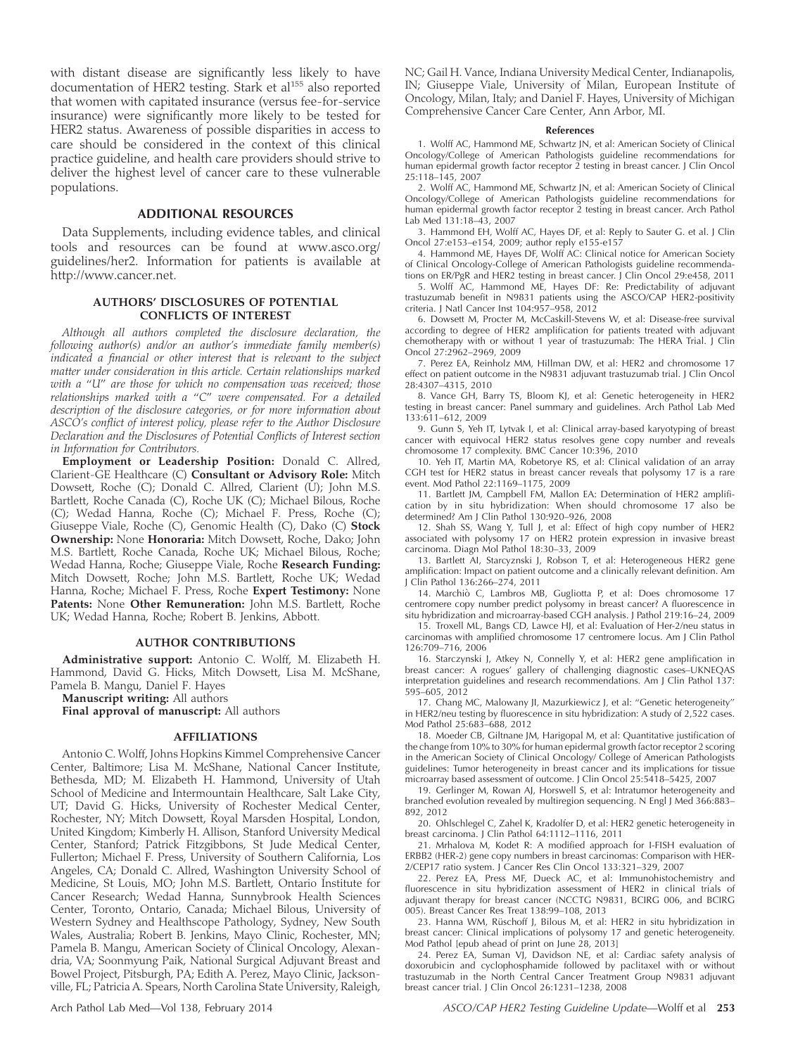with distant disease are significantly less likely to have documentation of HER2 testing. Stark et al[155] also reported that women with capitated insurance (versus fee-for-service insurance) were significantly more likely to be tested for HER2 status. Awareness of possible disparities in access to care should be considered in the context of this clinical practice guideline, and health care providers should strive to deliver the highest level of cancer care to these vulnerable populations.

## ADDITIONAL RESOURCES

Data Supplements, including evidence tables, and clinical tools and resources can be found at www.asco.org/guidelines/her2. Information for patients is available at http://www.cancer.net.

## AUTHORS' DISCLOSURES OF POTENTIAL CONFLICTS OF INTEREST

*Although all authors completed the disclosure declaration, the following author(s) and/or an author's immediate family member(s) indicated a financial or other interest that is relevant to the subject matter under consideration in this article. Certain relationships marked with a "U" are those for which no compensation was received; those relationships marked with a "C" were compensated. For a detailed description of the disclosure categories, or for more information about ASCO's conflict of interest policy, please refer to the Author Disclosure Declaration and the Disclosures of Potential Conflicts of Interest section in Information for Contributors.*

**Employment or Leadership Position:** Donald C. Allred, Clarient-GE Healthcare (C) **Consultant or Advisory Role:** Mitch Dowsett, Roche (C); Donald C. Allred, Clarient (U); John M.S. Bartlett, Roche Canada (C), Roche UK (C); Michael Bilous, Roche (C); Wedad Hanna, Roche (C); Michael F. Press, Roche (C); Giuseppe Viale, Roche (C), Genomic Health (C), Dako (C) **Stock Ownership:** None **Honoraria:** Mitch Dowsett, Roche, Dako; John M.S. Bartlett, Roche Canada, Roche UK; Michael Bilous, Roche; Wedad Hanna, Roche; Giuseppe Viale, Roche **Research Funding:** Mitch Dowsett, Roche; John M.S. Bartlett, Roche UK; Wedad Hanna, Roche; Michael F. Press, Roche **Expert Testimony:** None **Patents:** None **Other Remuneration:** John M.S. Bartlett, Roche UK; Wedad Hanna, Roche; Robert B. Jenkins, Abbott.

## AUTHOR CONTRIBUTIONS

**Administrative support:** Antonio C. Wolff, M. Elizabeth H. Hammond, David G. Hicks, Mitch Dowsett, Lisa M. McShane, Pamela B. Mangu, Daniel F. Hayes

**Manuscript writing:** All authors

**Final approval of manuscript:** All authors

## AFFILIATIONS

Antonio C. Wolff, Johns Hopkins Kimmel Comprehensive Cancer Center, Baltimore; Lisa M. McShane, National Cancer Institute, Bethesda, MD; M. Elizabeth H. Hammond, University of Utah School of Medicine and Intermountain Healthcare, Salt Lake City, UT; David G. Hicks, University of Rochester Medical Center, Rochester, NY; Mitch Dowsett, Royal Marsden Hospital, London, United Kingdom; Kimberly H. Allison, Stanford University Medical Center, Stanford; Patrick Fitzgibbons, St Jude Medical Center, Fullerton; Michael F. Press, University of Southern California, Los Angeles, CA; Donald C. Allred, Washington University School of Medicine, St Louis, MO; John M.S. Bartlett, Ontario Institute for Cancer Research; Wedad Hanna, Sunnybrook Health Sciences Center, Toronto, Ontario, Canada; Michael Bilous, University of Western Sydney and Healthscope Pathology, Sydney, New South Wales, Australia; Robert B. Jenkins, Mayo Clinic, Rochester, MN; Pamela B. Mangu, American Society of Clinical Oncology, Alexandria, VA; Soonmyung Paik, National Surgical Adjuvant Breast and Bowel Project, Pitsburgh, PA; Edith A. Perez, Mayo Clinic, Jacksonville, FL; Patricia A. Spears, North Carolina State University, Raleigh, NC; Gail H. Vance, Indiana University Medical Center, Indianapolis, IN; Giuseppe Viale, University of Milan, European Institute of Oncology, Milan, Italy; and Daniel F. Hayes, University of Michigan Comprehensive Cancer Care Center, Ann Arbor, MI.

## References

1. Wolff AC, Hammond ME, Schwartz JN, et al: American Society of Clinical Oncology/College of American Pathologists guideline recommendations for human epidermal growth factor receptor 2 testing in breast cancer. J Clin Oncol 25:118–145, 2007
2. Wolff AC, Hammond ME, Schwartz JN, et al: American Society of Clinical Oncology/College of American Pathologists guideline recommendations for human epidermal growth factor receptor 2 testing in breast cancer. Arch Pathol Lab Med 131:18–43, 2007
3. Hammond EH, Wolff AC, Hayes DF, et al: Reply to Sauter G. et al. J Clin Oncol 27:e153–e154, 2009; author reply e155-e157
4. Hammond ME, Hayes DF, Wolff AC: Clinical notice for American Society of Clinical Oncology-College of American Pathologists guideline recommendations on ER/PgR and HER2 testing in breast cancer. J Clin Oncol 29:e458, 2011
5. Wolff AC, Hammond ME, Hayes DF: Re: Predictability of adjuvant trastuzumab benefit in N9831 patients using the ASCO/CAP HER2-positivity criteria. J Natl Cancer Inst 104:957–958, 2012
6. Dowsett M, Procter M, McCaskill-Stevens W, et al: Disease-free survival according to degree of HER2 amplification for patients treated with adjuvant chemotherapy with or without 1 year of trastuzumab: The HERA Trial. J Clin Oncol 27:2962–2969, 2009
7. Perez EA, Reinholz MM, Hillman DW, et al: HER2 and chromosome 17 effect on patient outcome in the N9831 adjuvant trastuzumab trial. J Clin Oncol 28:4307–4315, 2010
8. Vance GH, Barry TS, Bloom KJ, et al: Genetic heterogeneity in HER2 testing in breast cancer: Panel summary and guidelines. Arch Pathol Lab Med 133:611–612, 2009
9. Gunn S, Yeh IT, Lytvak I, et al: Clinical array-based karyotyping of breast cancer with equivocal HER2 status resolves gene copy number and reveals chromosome 17 complexity. BMC Cancer 10:396, 2010
10. Yeh IT, Martin MA, Robetorye RS, et al: Clinical validation of an array CGH test for HER2 status in breast cancer reveals that polysomy 17 is a rare event. Mod Pathol 22:1169–1175, 2009
11. Bartlett JM, Campbell FM, Mallon EA: Determination of HER2 amplification by in situ hybridization: When should chromosome 17 also be determined? Am J Clin Pathol 130:920–926, 2008
12. Shah SS, Wang Y, Tull J, et al: Effect of high copy number of HER2 associated with polysomy 17 on HER2 protein expression in invasive breast carcinoma. Diagn Mol Pathol 18:30–33, 2009
13. Bartlett AI, Starczynski J, Robson T, et al: Heterogeneous HER2 gene amplification: Impact on patient outcome and a clinically relevant definition. Am J Clin Pathol 136:266–274, 2011
14. Marchiò C, Lambros MB, Gugliotta P, et al: Does chromosome 17 centromere copy number predict polysomy in breast cancer? A fluorescence in situ hybridization and microarray-based CGH analysis. J Pathol 219:16–24, 2009
15. Troxell ML, Bangs CD, Lawce HJ, et al: Evaluation of Her-2/neu status in carcinomas with amplified chromosome 17 centromere locus. Am J Clin Pathol 126:709–716, 2006
16. Starczynski J, Atkey N, Connelly Y, et al: HER2 gene amplification in breast cancer: A rogues' gallery of challenging diagnostic cases–UKNEQAS interpretation guidelines and research recommendations. Am J Clin Pathol 137: 595–605, 2012
17. Chang MC, Malowany JI, Mazurkiewicz J, et al: "Genetic heterogeneity" in HER2/neu testing by fluorescence in situ hybridization: A study of 2,522 cases. Mod Pathol 25:683–688, 2012
18. Moeder CB, Giltnane JM, Harigopal M, et al: Quantitative justification of the change from 10% to 30% for human epidermal growth factor receptor 2 scoring in the American Society of Clinical Oncology/ College of American Pathologists guidelines: Tumor heterogeneity in breast cancer and its implications for tissue microarray based assessment of outcome. J Clin Oncol 25:5418–5425, 2007
19. Gerlinger M, Rowan AJ, Horswell S, et al: Intratumor heterogeneity and branched evolution revealed by multiregion sequencing. N Engl J Med 366:883–892, 2012
20. Ohlschlegel C, Zahel K, Kradolfer D, et al: HER2 genetic heterogeneity in breast carcinoma. J Clin Pathol 64:1112–1116, 2011
21. Mrhalova M, Kodet R: A modified approach for I-FISH evaluation of ERBB2 (HER-2) gene copy numbers in breast carcinomas: Comparison with HER-2/CEP17 ratio system. J Cancer Res Clin Oncol 133:321–329, 2007
22. Perez EA, Press MF, Dueck AC, et al: Immunohistochemistry and fluorescence in situ hybridization assessment of HER2 in clinical trials of adjuvant therapy for breast cancer (NCCTG N9831, BCIRG 006, and BCIRG 005). Breast Cancer Res Treat 138:99–108, 2013
23. Hanna WM, Rüschoff J, Bilous M, et al: HER2 in situ hybridization in breast cancer: Clinical implications of polysomy 17 and genetic heterogeneity. Mod Pathol [epub ahead of print on June 28, 2013]
24. Perez EA, Suman VJ, Davidson NE, et al: Cardiac safety analysis of doxorubicin and cyclophosphamide followed by paclitaxel with or without trastuzumab in the North Central Cancer Treatment Group N9831 adjuvant breast cancer trial. J Clin Oncol 26:1231–1238, 2008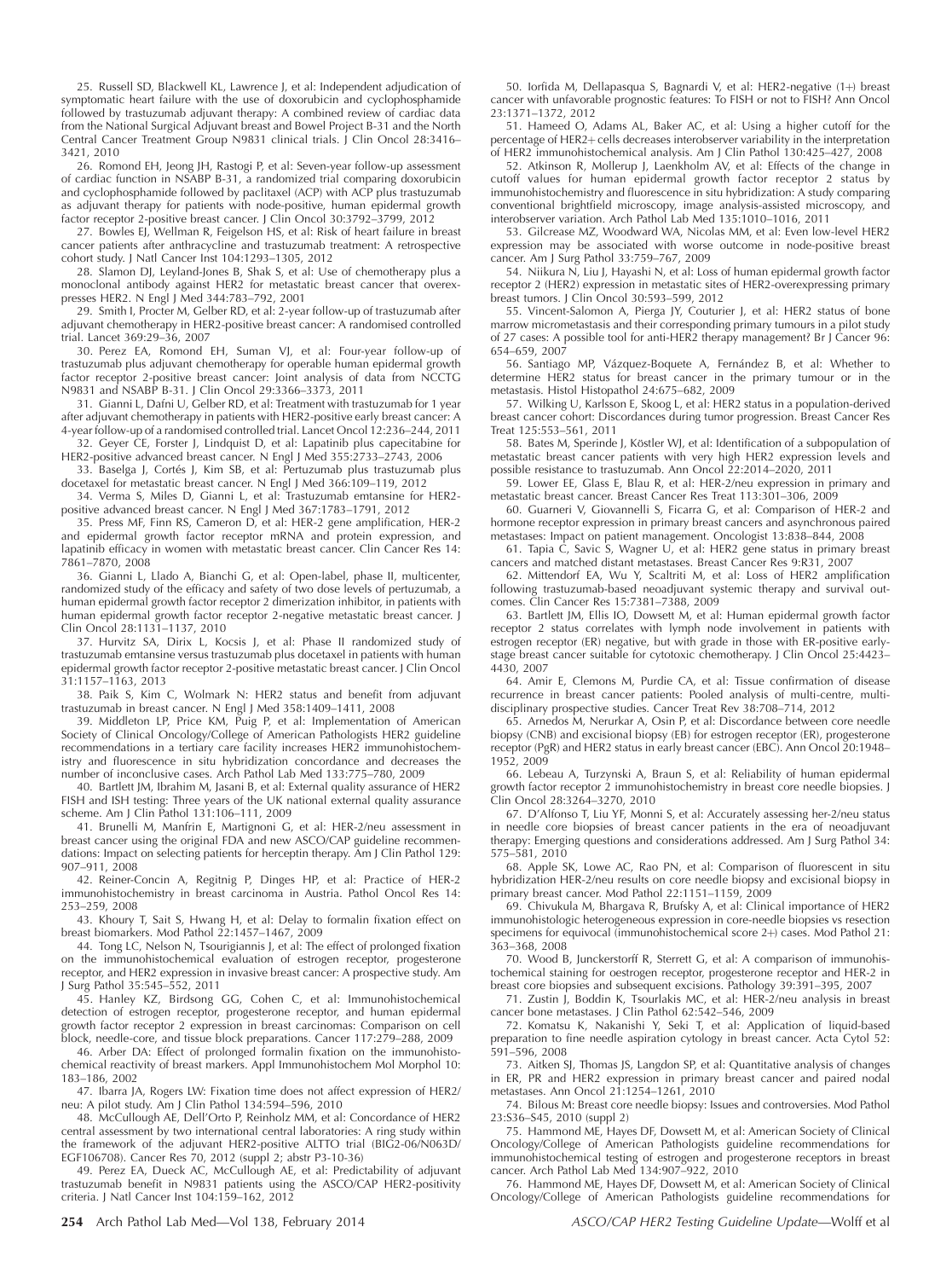25. Russell SD, Blackwell KL, Lawrence J, et al: Independent adjudication of symptomatic heart failure with the use of doxorubicin and cyclophosphamide followed by trastuzumab adjuvant therapy: A combined review of cardiac data from the National Surgical Adjuvant breast and Bowel Project B-31 and the North Central Cancer Treatment Group N9831 clinical trials. J Clin Oncol 28:3416–3421, 2010

26. Romond EH, Jeong JH, Rastogi P, et al: Seven-year follow-up assessment of cardiac function in NSABP B-31, a randomized trial comparing doxorubicin and cyclophosphamide followed by paclitaxel (ACP) with ACP plus trastuzumab as adjuvant therapy for patients with node-positive, human epidermal growth factor receptor 2-positive breast cancer. J Clin Oncol 30:3792–3799, 2012

27. Bowles EJ, Wellman R, Feigelson HS, et al: Risk of heart failure in breast cancer patients after anthracycline and trastuzumab treatment: A retrospective cohort study. J Natl Cancer Inst 104:1293–1305, 2012

28. Slamon DJ, Leyland-Jones B, Shak S, et al: Use of chemotherapy plus a monoclonal antibody against HER2 for metastatic breast cancer that overexpresses HER2. N Engl J Med 344:783–792, 2001

29. Smith I, Procter M, Gelber RD, et al: 2-year follow-up of trastuzumab after adjuvant chemotherapy in HER2-positive breast cancer: A randomised controlled trial. Lancet 369:29–36, 2007

30. Perez EA, Romond EH, Suman VJ, et al: Four-year follow-up of trastuzumab plus adjuvant chemotherapy for operable human epidermal growth factor receptor 2-positive breast cancer: Joint analysis of data from NCCTG N9831 and NSABP B-31. J Clin Oncol 29:3366–3373, 2011

31. Gianni L, Dafni U, Gelber RD, et al: Treatment with trastuzumab for 1 year after adjuvant chemotherapy in patients with HER2-positive early breast cancer: A 4-year follow-up of a randomised controlled trial. Lancet Oncol 12:236–244, 2011

32. Geyer CE, Forster J, Lindquist D, et al: Lapatinib plus capecitabine for HER2-positive advanced breast cancer. N Engl J Med 355:2733–2743, 2006

33. Baselga J, Cortés J, Kim SB, et al: Pertuzumab plus trastuzumab plus docetaxel for metastatic breast cancer. N Engl J Med 366:109–119, 2012

34. Verma S, Miles D, Gianni L, et al: Trastuzumab emtansine for HER2-positive advanced breast cancer. N Engl J Med 367:1783–1791, 2012

35. Press MF, Finn RS, Cameron D, et al: HER-2 gene amplification, HER-2 and epidermal growth factor receptor mRNA and protein expression, and lapatinib efficacy in women with metastatic breast cancer. Clin Cancer Res 14: 7861–7870, 2008

36. Gianni L, Llado A, Bianchi G, et al: Open-label, phase II, multicenter, randomized study of the efficacy and safety of two dose levels of pertuzumab, a human epidermal growth factor receptor 2 dimerization inhibitor, in patients with human epidermal growth factor receptor 2-negative metastatic breast cancer. J Clin Oncol 28:1131–1137, 2010

37. Hurvitz SA, Dirix L, Kocsis J, et al: Phase II randomized study of trastuzumab emtansine versus trastuzumab plus docetaxel in patients with human epidermal growth factor receptor 2-positive metastatic breast cancer. J Clin Oncol 31:1157–1163, 2013

38. Paik S, Kim C, Wolmark N: HER2 status and benefit from adjuvant trastuzumab in breast cancer. N Engl J Med 358:1409–1411, 2008

39. Middleton LP, Price KM, Puig P, et al: Implementation of American Society of Clinical Oncology/College of American Pathologists HER2 guideline recommendations in a tertiary care facility increases HER2 immunohistochemistry and fluorescence in situ hybridization concordance and decreases the number of inconclusive cases. Arch Pathol Lab Med 133:775–780, 2009

40. Bartlett JM, Ibrahim M, Jasani B, et al: External quality assurance of HER2 FISH and ISH testing: Three years of the UK national external quality assurance scheme. Am J Clin Pathol 131:106–111, 2009

41. Brunelli M, Manfrin E, Martignoni G, et al: HER-2/neu assessment in breast cancer using the original FDA and new ASCO/CAP guideline recommendations: Impact on selecting patients for herceptin therapy. Am J Clin Pathol 129: 907–911, 2008

42. Reiner-Concin A, Regitnig P, Dinges HP, et al: Practice of HER-2 immunohistochemistry in breast carcinoma in Austria. Pathol Oncol Res 14: 253–259, 2008

43. Khoury T, Sait S, Hwang H, et al: Delay to formalin fixation effect on breast biomarkers. Mod Pathol 22:1457–1467, 2009

44. Tong LC, Nelson N, Tsourigiannis J, et al: The effect of prolonged fixation on the immunohistochemical evaluation of estrogen receptor, progesterone receptor, and HER2 expression in invasive breast cancer: A prospective study. Am J Surg Pathol 35:545–552, 2011

45. Hanley KZ, Birdsong GG, Cohen C, et al: Immunohistochemical detection of estrogen receptor, progesterone receptor, and human epidermal growth factor receptor 2 expression in breast carcinomas: Comparison on cell block, needle-core, and tissue block preparations. Cancer 117:279–288, 2009

46. Arber DA: Effect of prolonged formalin fixation on the immunohistochemical reactivity of breast markers. Appl Immunohistochem Mol Morphol 10: 183–186, 2002

47. Ibarra JA, Rogers LW: Fixation time does not affect expression of HER2/neu: A pilot study. Am J Clin Pathol 134:594–596, 2010

48. McCullough AE, Dell'Orto P, Reinholz MM, et al: Concordance of HER2 central assessment by two international central laboratories: A ring study within the framework of the adjuvant HER2-positive ALTTO trial (BIG2-06/N063D/EGF106708). Cancer Res 70, 2012 (suppl 2; abstr P3-10-36)

49. Perez EA, Dueck AC, McCullough AE, et al: Predictability of adjuvant trastuzumab benefit in N9831 patients using the ASCO/CAP HER2-positivity criteria. J Natl Cancer Inst 104:159–162, 2012

50. Iorfida M, Dellapasqua S, Bagnardi V, et al: HER2-negative (1+) breast cancer with unfavorable prognostic features: To FISH or not to FISH? Ann Oncol 23:1371–1372, 2012

51. Hameed O, Adams AL, Baker AC, et al: Using a higher cutoff for the percentage of HER2+ cells decreases interobserver variability in the interpretation of HER2 immunohistochemical analysis. Am J Clin Pathol 130:425–427, 2008

52. Atkinson R, Mollerup J, Laenkholm AV, et al: Effects of the change in cutoff values for human epidermal growth factor receptor 2 status by immunohistochemistry and fluorescence in situ hybridization: A study comparing conventional brightfield microscopy, image analysis-assisted microscopy, and interobserver variation. Arch Pathol Lab Med 135:1010–1016, 2011

53. Gilcrease MZ, Woodward WA, Nicolas MM, et al: Even low-level HER2 expression may be associated with worse outcome in node-positive breast cancer. Am J Surg Pathol 33:759–767, 2009

54. Niikura N, Liu J, Hayashi N, et al: Loss of human epidermal growth factor receptor 2 (HER2) expression in metastatic sites of HER2-overexpressing primary breast tumors. J Clin Oncol 30:593–599, 2012

55. Vincent-Salomon A, Pierga JY, Couturier J, et al: HER2 status of bone marrow micrometastasis and their corresponding primary tumours in a pilot study of 27 cases: A possible tool for anti-HER2 therapy management? Br J Cancer 96: 654–659, 2007

56. Santiago MP, Vázquez-Boquete A, Fernández B, et al: Whether to determine HER2 status for breast cancer in the primary tumour or in the metastasis. Histol Histopathol 24:675–682, 2009

57. Wilking U, Karlsson E, Skoog L, et al: HER2 status in a population-derived breast cancer cohort: Discordances during tumor progression. Breast Cancer Res Treat 125:553–561, 2011

58. Bates M, Sperinde J, Köstler WJ, et al: Identification of a subpopulation of metastatic breast cancer patients with very high HER2 expression levels and possible resistance to trastuzumab. Ann Oncol 22:2014–2020, 2011

59. Lower EE, Glass E, Blau R, et al: HER-2/neu expression in primary and metastatic breast cancer. Breast Cancer Res Treat 113:301–306, 2009

60. Guarneri V, Giovannelli S, Ficarra G, et al: Comparison of HER-2 and hormone receptor expression in primary breast cancers and asynchronous paired metastases: Impact on patient management. Oncologist 13:838–844, 2008

61. Tapia C, Savic S, Wagner U, et al: HER2 gene status in primary breast cancers and matched distant metastases. Breast Cancer Res 9:R31, 2007

62. Mittendorf EA, Wu Y, Scaltriti M, et al: Loss of HER2 amplification following trastuzumab-based neoadjuvant systemic therapy and survival outcomes. Clin Cancer Res 15:7381–7388, 2009

63. Bartlett JM, Ellis IO, Dowsett M, et al: Human epidermal growth factor receptor 2 status correlates with lymph node involvement in patients with estrogen receptor (ER) negative, but with grade in those with ER-positive early-stage breast cancer suitable for cytotoxic chemotherapy. J Clin Oncol 25:4423–4430, 2007

64. Amir E, Clemons M, Purdie CA, et al: Tissue confirmation of disease recurrence in breast cancer patients: Pooled analysis of multi-centre, multi-disciplinary prospective studies. Cancer Treat Rev 38:708–714, 2012

65. Arnedos M, Nerurkar A, Osin P, et al: Discordance between core needle biopsy (CNB) and excisional biopsy (EB) for estrogen receptor (ER), progesterone receptor (PgR) and HER2 status in early breast cancer (EBC). Ann Oncol 20:1948–1952, 2009

66. Lebeau A, Turzynski A, Braun S, et al: Reliability of human epidermal growth factor receptor 2 immunohistochemistry in breast core needle biopsies. J Clin Oncol 28:3264–3270, 2010

67. D'Alfonso T, Liu YF, Monni S, et al: Accurately assessing her-2/neu status in needle core biopsies of breast cancer patients in the era of neoadjuvant therapy: Emerging questions and considerations addressed. Am J Surg Pathol 34: 575–581, 2010

68. Apple SK, Lowe AC, Rao PN, et al: Comparison of fluorescent in situ hybridization HER-2/neu results on core needle biopsy and excisional biopsy in primary breast cancer. Mod Pathol 22:1151–1159, 2009

69. Chivukula M, Bhargava R, Brufsky A, et al: Clinical importance of HER2 immunohistologic heterogeneous expression in core-needle biopsies vs resection specimens for equivocal (immunohistochemical score 2+) cases. Mod Pathol 21: 363–368, 2008

70. Wood B, Junckerstorff R, Sterrett G, et al: A comparison of immunohistochemical staining for oestrogen receptor, progesterone receptor and HER-2 in breast core biopsies and subsequent excisions. Pathology 39:391–395, 2007

71. Zustin J, Boddin K, Tsourlakis MC, et al: HER-2/neu analysis in breast cancer bone metastases. J Clin Pathol 62:542–546, 2009

72. Komatsu K, Nakanishi Y, Seki T, et al: Application of liquid-based preparation to fine needle aspiration cytology in breast cancer. Acta Cytol 52: 591–596, 2008

73. Aitken SJ, Thomas JS, Langdon SP, et al: Quantitative analysis of changes in ER, PR and HER2 expression in primary breast cancer and paired nodal metastases. Ann Oncol 21:1254–1261, 2010

74. Bilous M: Breast core needle biopsy: Issues and controversies. Mod Pathol 23:S36–S45, 2010 (suppl 2)

75. Hammond ME, Hayes DF, Dowsett M, et al: American Society of Clinical Oncology/College of American Pathologists guideline recommendations for immunohistochemical testing of estrogen and progesterone receptors in breast cancer. Arch Pathol Lab Med 134:907–922, 2010

76. Hammond ME, Hayes DF, Dowsett M, et al: American Society of Clinical Oncology/College of American Pathologists guideline recommendations for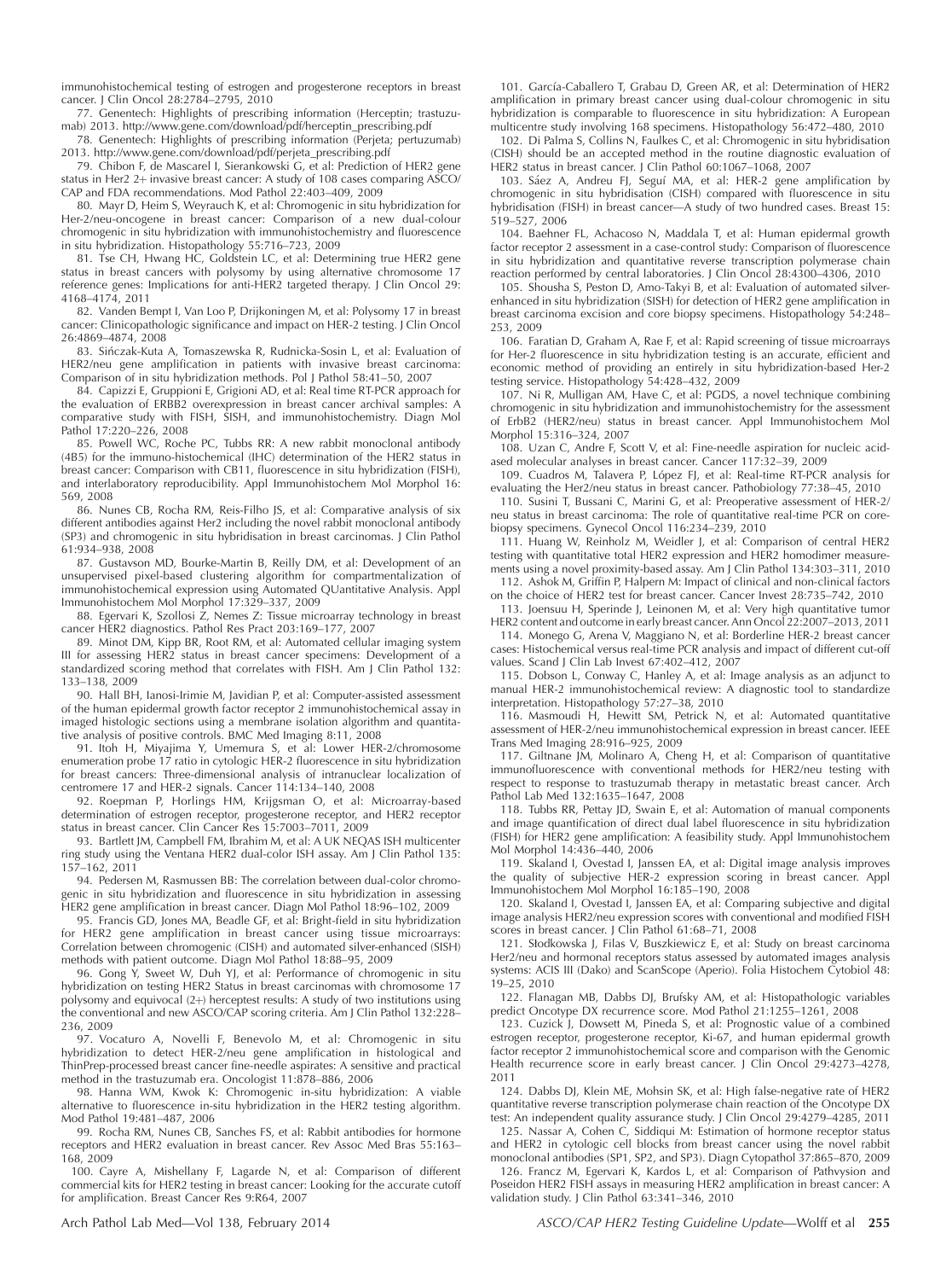immunohistochemical testing of estrogen and progesterone receptors in breast cancer. J Clin Oncol 28:2784–2795, 2010

77. Genentech: Highlights of prescribing information (Herceptin; trastuzumab) 2013. http://www.gene.com/download/pdf/herceptin_prescribing.pdf

78. Genentech: Highlights of prescribing information (Perjeta; pertuzumab) 2013. http://www.gene.com/download/pdf/perjeta_prescribing.pdf

79. Chibon F, de Mascarel I, Sierankowski G, et al: Prediction of HER2 gene status in Her2 2+ invasive breast cancer: A study of 108 cases comparing ASCO/CAP and FDA recommendations. Mod Pathol 22:403–409, 2009

80. Mayr D, Heim S, Weyrauch K, et al: Chromogenic in situ hybridization for Her-2/neu-oncogene in breast cancer: Comparison of a new dual-colour chromogenic in situ hybridization with immunohistochemistry and fluorescence in situ hybridization. Histopathology 55:716–723, 2009

81. Tse CH, Hwang HC, Goldstein LC, et al: Determining true HER2 gene status in breast cancers with polysomy by using alternative chromosome 17 reference genes: Implications for anti-HER2 targeted therapy. J Clin Oncol 29: 4168–4174, 2011

82. Vanden Bempt I, Van Loo P, Drijkoningen M, et al: Polysomy 17 in breast cancer: Clinicopathologic significance and impact on HER-2 testing. J Clin Oncol 26:4869–4874, 2008

83. Sińczak-Kuta A, Tomaszewska R, Rudnicka-Sosin L, et al: Evaluation of HER2/neu gene amplification in patients with invasive breast carcinoma: Comparison of in situ hybridization methods. Pol J Pathol 58:41–50, 2007

84. Capizzi E, Gruppioni E, Grigioni AD, et al: Real time RT-PCR approach for the evaluation of ERBB2 overexpression in breast cancer archival samples: A comparative study with FISH, SISH, and immunohistochemistry. Diagn Mol Pathol 17:220–226, 2008

85. Powell WC, Roche PC, Tubbs RR: A new rabbit monoclonal antibody (4B5) for the immuno-histochemical (IHC) determination of the HER2 status in breast cancer: Comparison with CB11, fluorescence in situ hybridization (FISH), and interlaboratory reproducibility. Appl Immunohistochem Mol Morphol 16: 569, 2008

86. Nunes CB, Rocha RM, Reis-Filho JS, et al: Comparative analysis of six different antibodies against Her2 including the novel rabbit monoclonal antibody (SP3) and chromogenic in situ hybridisation in breast carcinomas. J Clin Pathol 61:934–938, 2008

87. Gustavson MD, Bourke-Martin B, Reilly DM, et al: Development of an unsupervised pixel-based clustering algorithm for compartmentalization of immunohistochemical expression using Automated QUantitative Analysis. Appl Immunohistochem Mol Morphol 17:329–337, 2009

88. Egervari K, Szollosi Z, Nemes Z: Tissue microarray technology in breast cancer HER2 diagnostics. Pathol Res Pract 203:169–177, 2007

89. Minot DM, Kipp BR, Root RM, et al: Automated cellular imaging system III for assessing HER2 status in breast cancer specimens: Development of a standardized scoring method that correlates with FISH. Am J Clin Pathol 132: 133–138, 2009

90. Hall BH, Ianosi-Irimie M, Javidian P, et al: Computer-assisted assessment of the human epidermal growth factor receptor 2 immunohistochemical assay in imaged histologic sections using a membrane isolation algorithm and quantitative analysis of positive controls. BMC Med Imaging 8:11, 2008

91. Itoh H, Miyajima Y, Umemura S, et al: Lower HER-2/chromosome enumeration probe 17 ratio in cytologic HER-2 fluorescence in situ hybridization for breast cancers: Three-dimensional analysis of intranuclear localization of centromere 17 and HER-2 signals. Cancer 114:134–140, 2008

92. Roepman P, Horlings HM, Krijgsman O, et al: Microarray-based determination of estrogen receptor, progesterone receptor, and HER2 receptor status in breast cancer. Clin Cancer Res 15:7003–7011, 2009

93. Bartlett JM, Campbell FM, Ibrahim M, et al: A UK NEQAS ISH multicenter ring study using the Ventana HER2 dual-color ISH assay. Am J Clin Pathol 135: 157–162, 2011

94. Pedersen M, Rasmussen BB: The correlation between dual-color chromogenic in situ hybridization and fluorescence in situ hybridization in assessing HER2 gene amplification in breast cancer. Diagn Mol Pathol 18:96–102, 2009

95. Francis GD, Jones MA, Beadle GF, et al: Bright-field in situ hybridization for HER2 gene amplification in breast cancer using tissue microarrays: Correlation between chromogenic (CISH) and automated silver-enhanced (SISH) methods with patient outcome. Diagn Mol Pathol 18:88–95, 2009

96. Gong Y, Sweet W, Duh YJ, et al: Performance of chromogenic in situ hybridization on testing HER2 Status in breast carcinomas with chromosome 17 polysomy and equivocal (2+) herceptest results: A study of two institutions using the conventional and new ASCO/CAP scoring criteria. Am J Clin Pathol 132:228–236, 2009

97. Vocaturo A, Novelli F, Benevolo M, et al: Chromogenic in situ hybridization to detect HER-2/neu gene amplification in histological and ThinPrep-processed breast cancer fine-needle aspirates: A sensitive and practical method in the trastuzumab era. Oncologist 11:878–886, 2006

98. Hanna WM, Kwok K: Chromogenic in-situ hybridization: A viable alternative to fluorescence in-situ hybridization in the HER2 testing algorithm. Mod Pathol 19:481–487, 2006

99. Rocha RM, Nunes CB, Sanches FS, et al: Rabbit antibodies for hormone receptors and HER2 evaluation in breast cancer. Rev Assoc Med Bras 55:163–168, 2009

100. Cayre A, Mishellany F, Lagarde N, et al: Comparison of different commercial kits for HER2 testing in breast cancer: Looking for the accurate cutoff for amplification. Breast Cancer Res 9:R64, 2007

101. García-Caballero T, Grabau D, Green AR, et al: Determination of HER2 amplification in primary breast cancer using dual-colour chromogenic in situ hybridization is comparable to fluorescence in situ hybridization: A European multicentre study involving 168 specimens. Histopathology 56:472–480, 2010

102. Di Palma S, Collins N, Faulkes C, et al: Chromogenic in situ hybridisation (CISH) should be an accepted method in the routine diagnostic evaluation of HER2 status in breast cancer. J Clin Pathol 60:1067–1068, 2007

103. Sáez A, Andreu FJ, Seguí MA, et al: HER-2 gene amplification by chromogenic in situ hybridisation (CISH) compared with fluorescence in situ hybridisation (FISH) in breast cancer—A study of two hundred cases. Breast 15: 519–527, 2006

104. Baehner FL, Achacoso N, Maddala T, et al: Human epidermal growth factor receptor 2 assessment in a case-control study: Comparison of fluorescence in situ hybridization and quantitative reverse transcription polymerase chain reaction performed by central laboratories. J Clin Oncol 28:4300–4306, 2010

105. Shousha S, Peston D, Amo-Takyi B, et al: Evaluation of automated silver-enhanced in situ hybridization (SISH) for detection of HER2 gene amplification in breast carcinoma excision and core biopsy specimens. Histopathology 54:248–253, 2009

106. Faratian D, Graham A, Rae F, et al: Rapid screening of tissue microarrays for Her-2 fluorescence in situ hybridization testing is an accurate, efficient and economic method of providing an entirely in situ hybridization-based Her-2 testing service. Histopathology 54:428–432, 2009

107. Ni R, Mulligan AM, Have C, et al: PGDS, a novel technique combining chromogenic in situ hybridization and immunohistochemistry for the assessment of ErbB2 (HER2/neu) status in breast cancer. Appl Immunohistochem Mol Morphol 15:316–324, 2007

108. Uzan C, Andre F, Scott V, et al: Fine-needle aspiration for nucleic acid-ased molecular analyses in breast cancer. Cancer 117:32–39, 2009

109. Cuadros M, Talavera P, López FJ, et al: Real-time RT-PCR analysis for evaluating the Her2/neu status in breast cancer. Pathobiology 77:38–45, 2010

110. Susini T, Bussani C, Marini G, et al: Preoperative assessment of HER-2/neu status in breast carcinoma: The role of quantitative real-time PCR on core-biopsy specimens. Gynecol Oncol 116:234–239, 2010

111. Huang W, Reinholz M, Weidler J, et al: Comparison of central HER2 testing with quantitative total HER2 expression and HER2 homodimer measurements using a novel proximity-based assay. Am J Clin Pathol 134:303–311, 2010

112. Ashok M, Griffin P, Halpern M: Impact of clinical and non-clinical factors on the choice of HER2 test for breast cancer. Cancer Invest 28:735–742, 2010

113. Joensuu H, Sperinde J, Leinonen M, et al: Very high quantitative tumor HER2 content and outcome in early breast cancer. Ann Oncol 22:2007–2013, 2011

114. Monego G, Arena V, Maggiano N, et al: Borderline HER-2 breast cancer cases: Histochemical versus real-time PCR analysis and impact of different cut-off values. Scand J Clin Lab Invest 67:402–412, 2007

115. Dobson L, Conway C, Hanley A, et al: Image analysis as an adjunct to manual HER-2 immunohistochemical review: A diagnostic tool to standardize interpretation. Histopathology 57:27–38, 2010

116. Masmoudi H, Hewitt SM, Petrick N, et al: Automated quantitative assessment of HER-2/neu immunohistochemical expression in breast cancer. IEEE Trans Med Imaging 28:916–925, 2009

117. Giltnane JM, Molinaro A, Cheng H, et al: Comparison of quantitative immunofluorescence with conventional methods for HER2/neu testing with respect to response to trastuzumab therapy in metastatic breast cancer. Arch Pathol Lab Med 132:1635–1647, 2008

118. Tubbs RR, Pettay JD, Swain E, et al: Automation of manual components and image quantification of direct dual label fluorescence in situ hybridization (FISH) for HER2 gene amplification: A feasibility study. Appl Immunohistochem Mol Morphol 14:436–440, 2006

119. Skaland I, Ovestad I, Janssen EA, et al: Digital image analysis improves the quality of subjective HER-2 expression scoring in breast cancer. Appl Immunohistochem Mol Morphol 16:185–190, 2008

120. Skaland I, Ovestad I, Janssen EA, et al: Comparing subjective and digital image analysis HER2/neu expression scores with conventional and modified FISH scores in breast cancer. J Clin Pathol 61:68–71, 2008

121. Słodkowska J, Filas V, Buszkiewicz E, et al: Study on breast carcinoma Her2/neu and hormonal receptors status assessed by automated images analysis systems: ACIS III (Dako) and ScanScope (Aperio). Folia Histochem Cytobiol 48: 19–25, 2010

122. Flanagan MB, Dabbs DJ, Brufsky AM, et al: Histopathologic variables predict Oncotype DX recurrence score. Mod Pathol 21:1255–1261, 2008

123. Cuzick J, Dowsett M, Pineda S, et al: Prognostic value of a combined estrogen receptor, progesterone receptor, Ki-67, and human epidermal growth factor receptor 2 immunohistochemical score and comparison with the Genomic Health recurrence score in early breast cancer. J Clin Oncol 29:4273–4278, 2011

124. Dabbs DJ, Klein ME, Mohsin SK, et al: High false-negative rate of HER2 quantitative reverse transcription polymerase chain reaction of the Oncotype DX test: An independent quality assurance study. J Clin Oncol 29:4279–4285, 2011

125. Nassar A, Cohen C, Siddiqui M: Estimation of hormone receptor status and HER2 in cytologic cell blocks from breast cancer using the novel rabbit monoclonal antibodies (SP1, SP2, and SP3). Diagn Cytopathol 37:865–870, 2009

126. Francz M, Egervari K, Kardos L, et al: Comparison of Pathvysion and Poseidon HER2 FISH assays in measuring HER2 amplification in breast cancer: A validation study. J Clin Pathol 63:341–346, 2010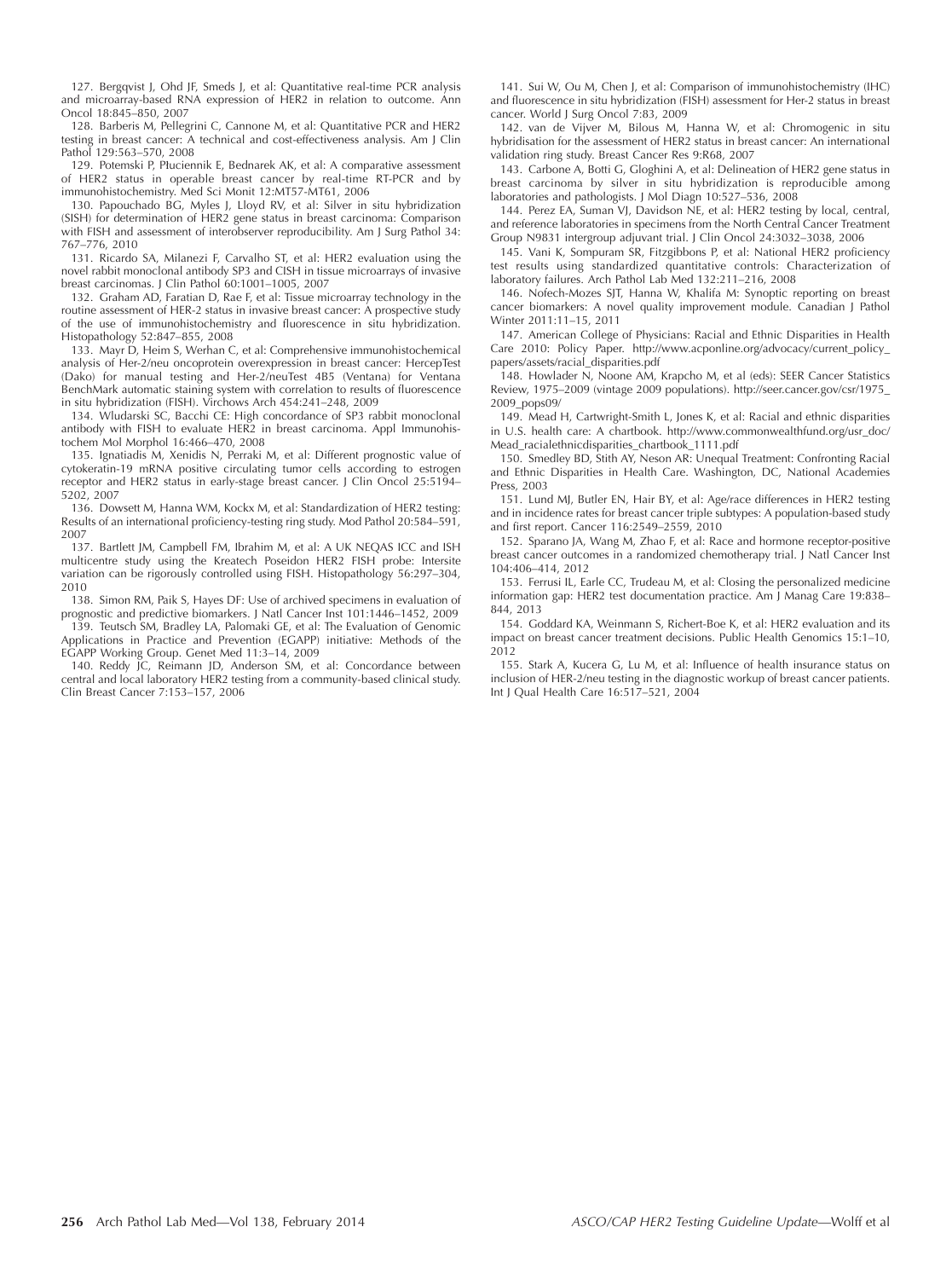127. Bergqvist J, Ohd JF, Smeds J, et al: Quantitative real-time PCR analysis and microarray-based RNA expression of HER2 in relation to outcome. Ann Oncol 18:845–850, 2007

128. Barberis M, Pellegrini C, Cannone M, et al: Quantitative PCR and HER2 testing in breast cancer: A technical and cost-effectiveness analysis. Am J Clin Pathol 129:563–570, 2008

129. Potemski P, Płuciennik E, Bednarek AK, et al: A comparative assessment of HER2 status in operable breast cancer by real-time RT-PCR and by immunohistochemistry. Med Sci Monit 12:MT57-MT61, 2006

130. Papouchado BG, Myles J, Lloyd RV, et al: Silver in situ hybridization (SISH) for determination of HER2 gene status in breast carcinoma: Comparison with FISH and assessment of interobserver reproducibility. Am J Surg Pathol 34: 767–776, 2010

131. Ricardo SA, Milanezi F, Carvalho ST, et al: HER2 evaluation using the novel rabbit monoclonal antibody SP3 and CISH in tissue microarrays of invasive breast carcinomas. J Clin Pathol 60:1001–1005, 2007

132. Graham AD, Faratian D, Rae F, et al: Tissue microarray technology in the routine assessment of HER-2 status in invasive breast cancer: A prospective study of the use of immunohistochemistry and fluorescence in situ hybridization. Histopathology 52:847–855, 2008

133. Mayr D, Heim S, Werhan C, et al: Comprehensive immunohistochemical analysis of Her-2/neu oncoprotein overexpression in breast cancer: HercepTest (Dako) for manual testing and Her-2/neuTest 4B5 (Ventana) for Ventana BenchMark automatic staining system with correlation to results of fluorescence in situ hybridization (FISH). Virchows Arch 454:241–248, 2009

134. Wludarski SC, Bacchi CE: High concordance of SP3 rabbit monoclonal antibody with FISH to evaluate HER2 in breast carcinoma. Appl Immunohistochem Mol Morphol 16:466–470, 2008

135. Ignatiadis M, Xenidis N, Perraki M, et al: Different prognostic value of cytokeratin-19 mRNA positive circulating tumor cells according to estrogen receptor and HER2 status in early-stage breast cancer. J Clin Oncol 25:5194–5202, 2007

136. Dowsett M, Hanna WM, Kockx M, et al: Standardization of HER2 testing: Results of an international proficiency-testing ring study. Mod Pathol 20:584–591, 2007

137. Bartlett JM, Campbell FM, Ibrahim M, et al: A UK NEQAS ICC and ISH multicentre study using the Kreatech Poseidon HER2 FISH probe: Intersite variation can be rigorously controlled using FISH. Histopathology 56:297–304, 2010

138. Simon RM, Paik S, Hayes DF: Use of archived specimens in evaluation of prognostic and predictive biomarkers. J Natl Cancer Inst 101:1446–1452, 2009

139. Teutsch SM, Bradley LA, Palomaki GE, et al: The Evaluation of Genomic Applications in Practice and Prevention (EGAPP) initiative: Methods of the EGAPP Working Group. Genet Med 11:3–14, 2009

140. Reddy JC, Reimann JD, Anderson SM, et al: Concordance between central and local laboratory HER2 testing from a community-based clinical study. Clin Breast Cancer 7:153–157, 2006

141. Sui W, Ou M, Chen J, et al: Comparison of immunohistochemistry (IHC) and fluorescence in situ hybridization (FISH) assessment for Her-2 status in breast cancer. World J Surg Oncol 7:83, 2009

142. van de Vijver M, Bilous M, Hanna W, et al: Chromogenic in situ hybridisation for the assessment of HER2 status in breast cancer: An international validation ring study. Breast Cancer Res 9:R68, 2007

143. Carbone A, Botti G, Gloghini A, et al: Delineation of HER2 gene status in breast carcinoma by silver in situ hybridization is reproducible among laboratories and pathologists. J Mol Diagn 10:527–536, 2008

144. Perez EA, Suman VJ, Davidson NE, et al: HER2 testing by local, central, and reference laboratories in specimens from the North Central Cancer Treatment Group N9831 intergroup adjuvant trial. J Clin Oncol 24:3032–3038, 2006

145. Vani K, Sompuram SR, Fitzgibbons P, et al: National HER2 proficiency test results using standardized quantitative controls: Characterization of laboratory failures. Arch Pathol Lab Med 132:211–216, 2008

146. Nofech-Mozes SJT, Hanna W, Khalifa M: Synoptic reporting on breast cancer biomarkers: A novel quality improvement module. Canadian J Pathol Winter 2011:11–15, 2011

147. American College of Physicians: Racial and Ethnic Disparities in Health Care 2010: Policy Paper. http://www.acponline.org/advocacy/current_policy_papers/assets/racial_disparities.pdf

148. Howlader N, Noone AM, Krapcho M, et al (eds): SEER Cancer Statistics Review, 1975–2009 (vintage 2009 populations). http://seer.cancer.gov/csr/1975_2009_pops09/

149. Mead H, Cartwright-Smith L, Jones K, et al: Racial and ethnic disparities in U.S. health care: A chartbook. http://www.commonwealthfund.org/usr_doc/Mead_racialethnicdisparities_chartbook_1111.pdf

150. Smedley BD, Stith AY, Neson AR: Unequal Treatment: Confronting Racial and Ethnic Disparities in Health Care. Washington, DC, National Academies Press, 2003

151. Lund MJ, Butler EN, Hair BY, et al: Age/race differences in HER2 testing and in incidence rates for breast cancer triple subtypes: A population-based study and first report. Cancer 116:2549–2559, 2010

152. Sparano JA, Wang M, Zhao F, et al: Race and hormone receptor-positive breast cancer outcomes in a randomized chemotherapy trial. J Natl Cancer Inst 104:406–414, 2012

153. Ferrusi IL, Earle CC, Trudeau M, et al: Closing the personalized medicine information gap: HER2 test documentation practice. Am J Manag Care 19:838–844, 2013

154. Goddard KA, Weinmann S, Richert-Boe K, et al: HER2 evaluation and its impact on breast cancer treatment decisions. Public Health Genomics 15:1–10, 2012

155. Stark A, Kucera G, Lu M, et al: Influence of health insurance status on inclusion of HER-2/neu testing in the diagnostic workup of breast cancer patients. Int J Qual Health Care 16:517–521, 2004